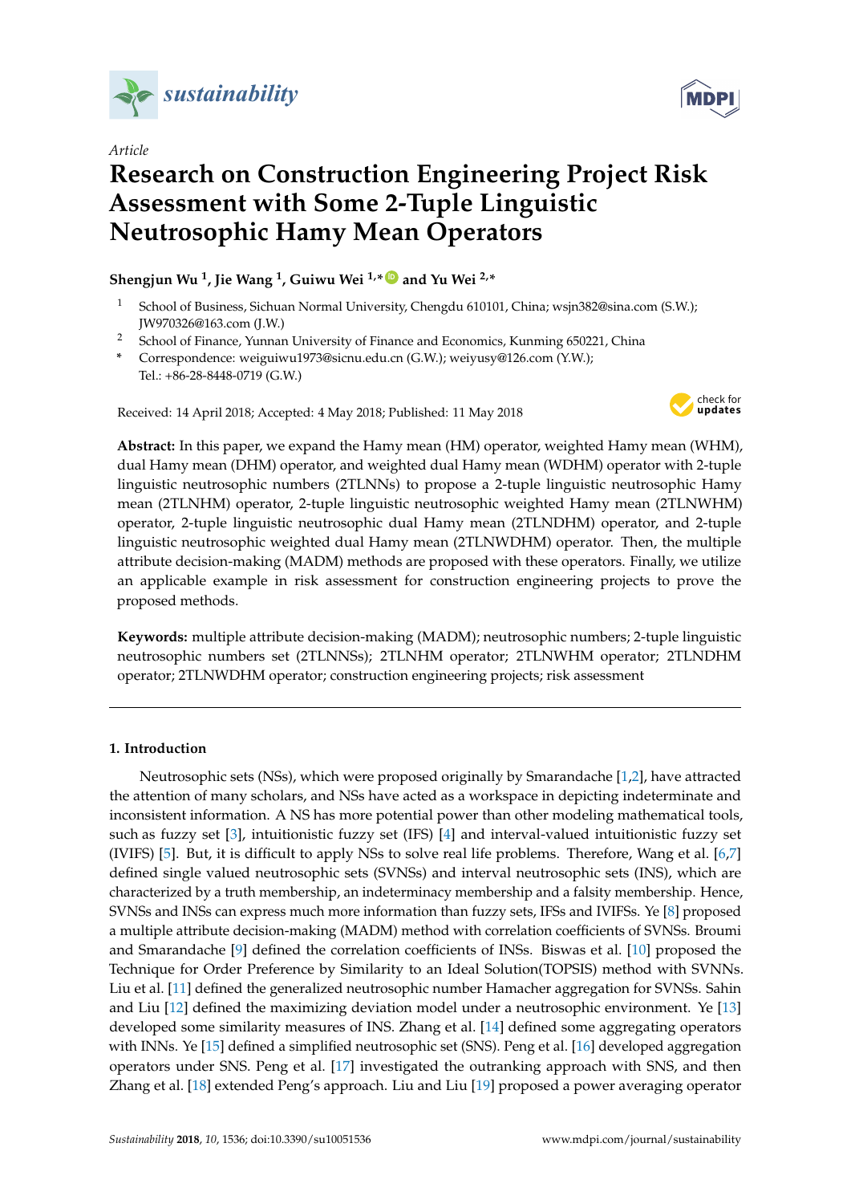*Article*

# Research on Construction Engineering Project Risk Assessment with Some 2-Tuple Linguistic Neutrosophic Hamy Mean Operators

**Shengjun Wu [1], Jie Wang [1], Guiwu Wei [1,*] and Yu Wei [2,*]**

[1] School of Business, Sichuan Normal University, Chengdu 610101, China; wsjn382@sina.com (S.W.); JW970326@163.com (J.W.)

[2] School of Finance, Yunnan University of Finance and Economics, Kunming 650221, China

[*] Correspondence: weiguiwu1973@sicnu.edu.cn (G.W.); weiyusy@126.com (Y.W.); Tel.: +86-28-8448-0719 (G.W.)

Received: 14 April 2018; Accepted: 4 May 2018; Published: 11 May 2018

**Abstract:** In this paper, we expand the Hamy mean (HM) operator, weighted Hamy mean (WHM), dual Hamy mean (DHM) operator, and weighted dual Hamy mean (WDHM) operator with 2-tuple linguistic neutrosophic numbers (2TLNNs) to propose a 2-tuple linguistic neutrosophic Hamy mean (2TLNHM) operator, 2-tuple linguistic neutrosophic weighted Hamy mean (2TLNWHM) operator, 2-tuple linguistic neutrosophic dual Hamy mean (2TLNDHM) operator, and 2-tuple linguistic neutrosophic weighted dual Hamy mean (2TLNWDHM) operator. Then, the multiple attribute decision-making (MADM) methods are proposed with these operators. Finally, we utilize an applicable example in risk assessment for construction engineering projects to prove the proposed methods.

**Keywords:** multiple attribute decision-making (MADM); neutrosophic numbers; 2-tuple linguistic neutrosophic numbers set (2TLNNSs); 2TLNHM operator; 2TLNWHM operator; 2TLNDHM operator; 2TLNWDHM operator; construction engineering projects; risk assessment

## 1. Introduction

Neutrosophic sets (NSs), which were proposed originally by Smarandache [1,2], have attracted the attention of many scholars, and NSs have acted as a workspace in depicting indeterminate and inconsistent information. A NS has more potential power than other modeling mathematical tools, such as fuzzy set [3], intuitionistic fuzzy set (IFS) [4] and interval-valued intuitionistic fuzzy set (IVIFS) [5]. But, it is difficult to apply NSs to solve real life problems. Therefore, Wang et al. [6,7] defined single valued neutrosophic sets (SVNSs) and interval neutrosophic sets (INS), which are characterized by a truth membership, an indeterminacy membership and a falsity membership. Hence, SVNSs and INSs can express much more information than fuzzy sets, IFSs and IVIFSs. Ye [8] proposed a multiple attribute decision-making (MADM) method with correlation coefficients of SVNSs. Broumi and Smarandache [9] defined the correlation coefficients of INSs. Biswas et al. [10] proposed the Technique for Order Preference by Similarity to an Ideal Solution(TOPSIS) method with SVNNs. Liu et al. [11] defined the generalized neutrosophic number Hamacher aggregation for SVNSs. Sahin and Liu [12] defined the maximizing deviation model under a neutrosophic environment. Ye [13] developed some similarity measures of INS. Zhang et al. [14] defined some aggregating operators with INNs. Ye [15] defined a simplified neutrosophic set (SNS). Peng et al. [16] developed aggregation operators under SNS. Peng et al. [17] investigated the outranking approach with SNS, and then Zhang et al. [18] extended Peng's approach. Liu and Liu [19] proposed a power averaging operator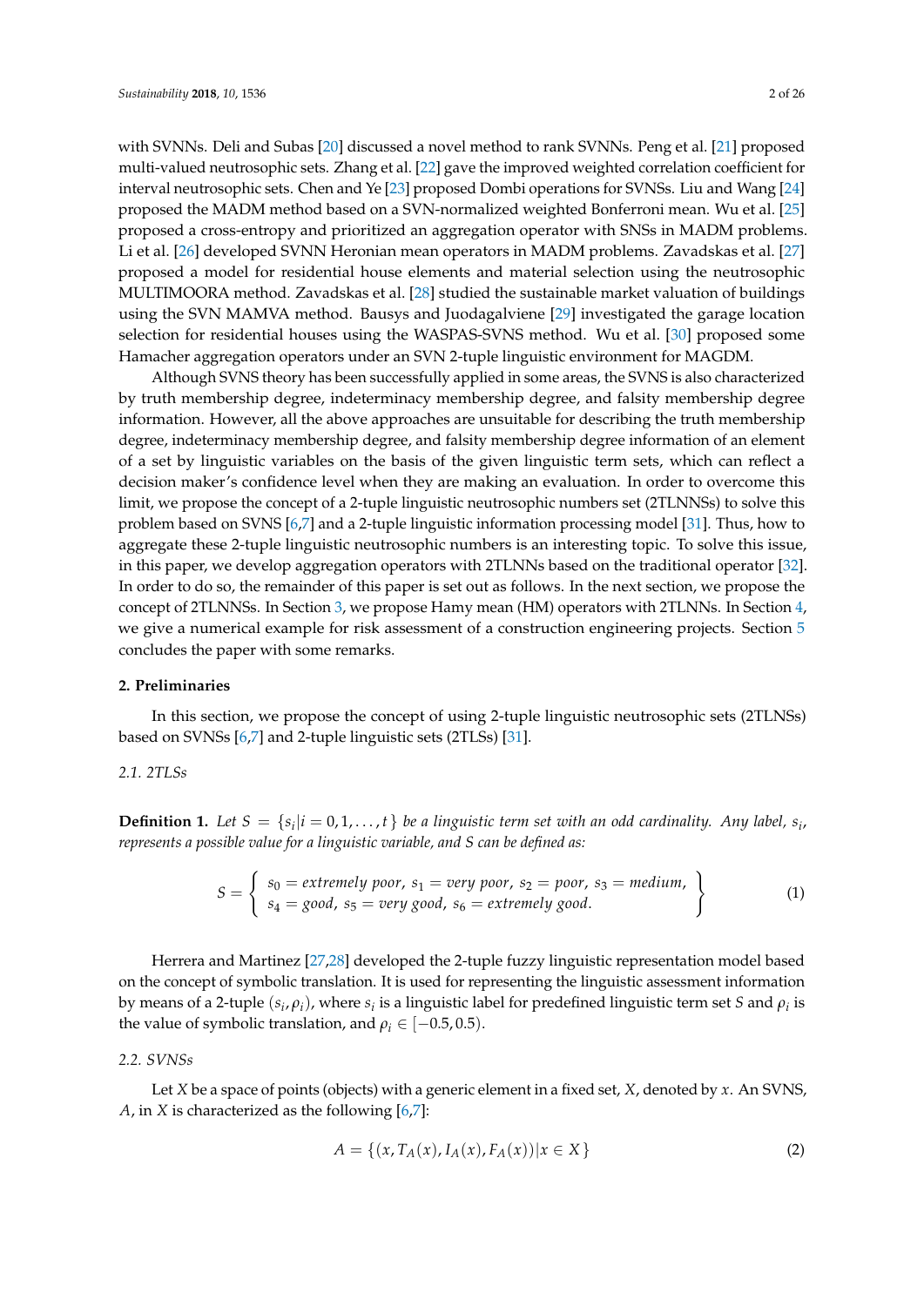with SVNNs. Deli and Subas [20] discussed a novel method to rank SVNNs. Peng et al. [21] proposed multi-valued neutrosophic sets. Zhang et al. [22] gave the improved weighted correlation coefficient for interval neutrosophic sets. Chen and Ye [23] proposed Dombi operations for SVNSs. Liu and Wang [24] proposed the MADM method based on a SVN-normalized weighted Bonferroni mean. Wu et al. [25] proposed a cross-entropy and prioritized an aggregation operator with SNSs in MADM problems. Li et al. [26] developed SVNN Heronian mean operators in MADM problems. Zavadskas et al. [27] proposed a model for residential house elements and material selection using the neutrosophic MULTIMOORA method. Zavadskas et al. [28] studied the sustainable market valuation of buildings using the SVN MAMVA method. Bausys and Juodagalviene [29] investigated the garage location selection for residential houses using the WASPAS-SVNS method. Wu et al. [30] proposed some Hamacher aggregation operators under an SVN 2-tuple linguistic environment for MAGDM.

Although SVNS theory has been successfully applied in some areas, the SVNS is also characterized by truth membership degree, indeterminacy membership degree, and falsity membership degree information. However, all the above approaches are unsuitable for describing the truth membership degree, indeterminacy membership degree, and falsity membership degree information of an element of a set by linguistic variables on the basis of the given linguistic term sets, which can reflect a decision maker's confidence level when they are making an evaluation. In order to overcome this limit, we propose the concept of a 2-tuple linguistic neutrosophic numbers set (2TLNNSs) to solve this problem based on SVNS [6,7] and a 2-tuple linguistic information processing model [31]. Thus, how to aggregate these 2-tuple linguistic neutrosophic numbers is an interesting topic. To solve this issue, in this paper, we develop aggregation operators with 2TLNNs based on the traditional operator [32]. In order to do so, the remainder of this paper is set out as follows. In the next section, we propose the concept of 2TLNNSs. In Section 3, we propose Hamy mean (HM) operators with 2TLNNs. In Section 4, we give a numerical example for risk assessment of a construction engineering projects. Section 5 concludes the paper with some remarks.

## 2. Preliminaries

In this section, we propose the concept of using 2-tuple linguistic neutrosophic sets (2TLNSs) based on SVNSs [6,7] and 2-tuple linguistic sets (2TLSs) [31].

### 2.1. 2TLSs

**Definition 1.** *Let $S = \{s_i | i = 0, 1, \ldots, t\}$ be a linguistic term set with an odd cardinality. Any label, $s_i$, represents a possible value for a linguistic variable, and $S$ can be defined as:*

$$S = \left\{ \begin{array}{l} s_0 = \textit{extremely poor},\ s_1 = \textit{very poor},\ s_2 = \textit{poor},\ s_3 = \textit{medium}, \\ s_4 = \textit{good},\ s_5 = \textit{very good},\ s_6 = \textit{extremely good}. \end{array} \right\} \tag{1}$$

Herrera and Martinez [27,28] developed the 2-tuple fuzzy linguistic representation model based on the concept of symbolic translation. It is used for representing the linguistic assessment information by means of a 2-tuple $(s_i, \rho_i)$, where $s_i$ is a linguistic label for predefined linguistic term set $S$ and $\rho_i$ is the value of symbolic translation, and $\rho_i \in [-0.5, 0.5)$.

### 2.2. SVNSs

Let $X$ be a space of points (objects) with a generic element in a fixed set, $X$, denoted by $x$. An SVNS, $A$, in $X$ is characterized as the following [6,7]:

$$A = \{(x, T_A(x), I_A(x), F_A(x)) | x \in X\} \tag{2}$$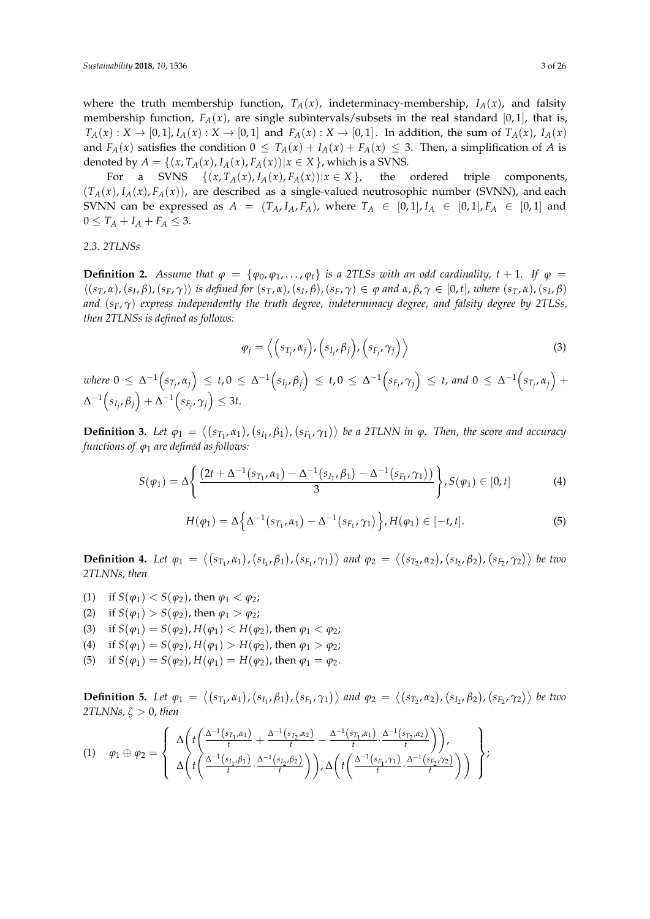where the truth membership function, $T_A(x)$, indeterminacy-membership, $I_A(x)$, and falsity membership function, $F_A(x)$, are single subintervals/subsets in the real standard $[0,1]$, that is, $T_A(x): X \to [0,1]$, $I_A(x): X \to [0,1]$ and $F_A(x): X \to [0,1]$. In addition, the sum of $T_A(x)$, $I_A(x)$ and $F_A(x)$ satisfies the condition $0 \le T_A(x) + I_A(x) + F_A(x) \le 3$. Then, a simplification of $A$ is denoted by $A = \{(x, T_A(x), I_A(x), F_A(x)) | x \in X\}$, which is a SVNS.

For a SVNS $\{(x, T_A(x), I_A(x), F_A(x)) | x \in X\}$, the ordered triple components, $(T_A(x), I_A(x), F_A(x))$, are described as a single-valued neutrosophic number (SVNN), and each SVNN can be expressed as $A = (T_A, I_A, F_A)$, where $T_A \in [0,1]$, $I_A \in [0,1]$, $F_A \in [0,1]$ and $0 \le T_A + I_A + F_A \le 3$.

### 2.3. 2TLNSs

**Definition 2.** *Assume that $\varphi = \{\varphi_0, \varphi_1, \ldots, \varphi_t\}$ is a 2TLSs with an odd cardinality, $t+1$. If $\varphi = \langle (s_T, \alpha), (s_I, \beta), (s_F, \gamma) \rangle$ is defined for $(s_T, \alpha), (s_I, \beta), (s_F, \gamma) \in \varphi$ and $\alpha, \beta, \gamma \in [0, t]$, where $(s_T, \alpha)$, $(s_I, \beta)$ and $(s_F, \gamma)$ express independently the truth degree, indeterminacy degree, and falsity degree by 2TLSs, then 2TLNSs is defined as follows:*

$$\varphi_j = \left\langle \left(s_{T_j}, \alpha_j\right), \left(s_{I_j}, \beta_j\right), \left(s_{F_j}, \gamma_j\right) \right\rangle \tag{3}$$

*where $0 \le \Delta^{-1}\left(s_{T_j}, \alpha_j\right) \le t$, $0 \le \Delta^{-1}\left(s_{I_j}, \beta_j\right) \le t$, $0 \le \Delta^{-1}\left(s_{F_j}, \gamma_j\right) \le t$, and $0 \le \Delta^{-1}\left(s_{T_j}, \alpha_j\right) + \Delta^{-1}\left(s_{I_j}, \beta_j\right) + \Delta^{-1}\left(s_{F_j}, \gamma_j\right) \le 3t$.*

**Definition 3.** *Let $\varphi_1 = \langle (s_{T_1}, \alpha_1), (s_{I_1}, \beta_1), (s_{F_1}, \gamma_1) \rangle$ be a 2TLNN in $\varphi$. Then, the score and accuracy functions of $\varphi_1$ are defined as follows:*

$$S(\varphi_1) = \Delta\left\{ \frac{\left(2t + \Delta^{-1}(s_{T_1}, \alpha_1) - \Delta^{-1}(s_{I_1}, \beta_1) - \Delta^{-1}(s_{F_1}, \gamma_1)\right)}{3} \right\}, S(\varphi_1) \in [0, t] \tag{4}$$

$$H(\varphi_1) = \Delta\left\{ \Delta^{-1}(s_{T_1}, \alpha_1) - \Delta^{-1}(s_{F_1}, \gamma_1) \right\}, H(\varphi_1) \in [-t, t]. \tag{5}$$

**Definition 4.** *Let $\varphi_1 = \langle (s_{T_1}, \alpha_1), (s_{I_1}, \beta_1), (s_{F_1}, \gamma_1) \rangle$ and $\varphi_2 = \langle (s_{T_2}, \alpha_2), (s_{I_2}, \beta_2), (s_{F_2}, \gamma_2) \rangle$ be two 2TLNNs, then*

(1) if $S(\varphi_1) < S(\varphi_2)$, then $\varphi_1 < \varphi_2$;
(2) if $S(\varphi_1) > S(\varphi_2)$, then $\varphi_1 > \varphi_2$;
(3) if $S(\varphi_1) = S(\varphi_2)$, $H(\varphi_1) < H(\varphi_2)$, then $\varphi_1 < \varphi_2$;
(4) if $S(\varphi_1) = S(\varphi_2)$, $H(\varphi_1) > H(\varphi_2)$, then $\varphi_1 > \varphi_2$;
(5) if $S(\varphi_1) = S(\varphi_2)$, $H(\varphi_1) = H(\varphi_2)$, then $\varphi_1 = \varphi_2$.

**Definition 5.** *Let $\varphi_1 = \langle (s_{T_1}, \alpha_1), (s_{I_1}, \beta_1), (s_{F_1}, \gamma_1) \rangle$ and $\varphi_2 = \langle (s_{T_2}, \alpha_2), (s_{I_2}, \beta_2), (s_{F_2}, \gamma_2) \rangle$ be two 2TLNNs, $\zeta > 0$, then*

(1) $$\varphi_1 \oplus \varphi_2 = \left\{ \begin{array}{c} \Delta\left( t\left( \frac{\Delta^{-1}(s_{T_1}, \alpha_1)}{t} + \frac{\Delta^{-1}(s_{T_2}, \alpha_2)}{t} - \frac{\Delta^{-1}(s_{T_1}, \alpha_1)}{t} \cdot \frac{\Delta^{-1}(s_{T_2}, \alpha_2)}{t} \right) \right), \\ \Delta\left( t\left( \frac{\Delta^{-1}(s_{I_1}, \beta_1)}{t} \cdot \frac{\Delta^{-1}(s_{I_2}, \beta_2)}{t} \right) \right), \Delta\left( t\left( \frac{\Delta^{-1}(s_{F_1}, \gamma_1)}{t} \cdot \frac{\Delta^{-1}(s_{F_2}, \gamma_2)}{t} \right) \right) \end{array} \right\};$$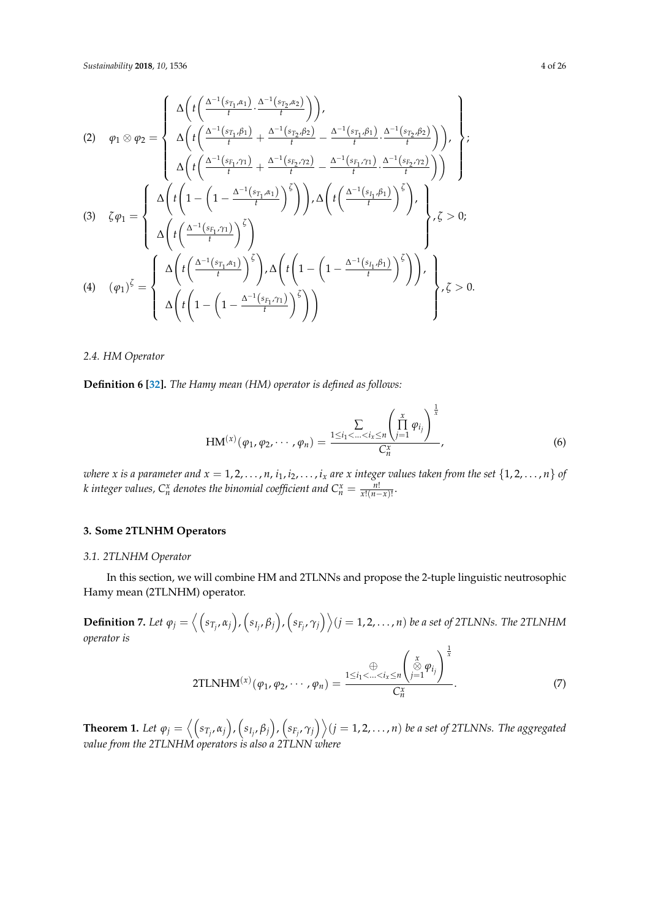(2) $\varphi_1 \otimes \varphi_2 = \left\{ \begin{array}{l} \Delta\left(t\left(\frac{\Delta^{-1}(s_{T_1},\alpha_1)}{t} \cdot \frac{\Delta^{-1}(s_{T_2},\alpha_2)}{t}\right)\right), \\ \Delta\left(t\left(\frac{\Delta^{-1}(s_{T_1},\beta_1)}{t} + \frac{\Delta^{-1}(s_{T_2},\beta_2)}{t} - \frac{\Delta^{-1}(s_{T_1},\beta_1)}{t} \cdot \frac{\Delta^{-1}(s_{T_2},\beta_2)}{t}\right)\right), \\ \Delta\left(t\left(\frac{\Delta^{-1}(s_{F_1},\gamma_1)}{t} + \frac{\Delta^{-1}(s_{F_2},\gamma_2)}{t} - \frac{\Delta^{-1}(s_{F_1},\gamma_1)}{t} \cdot \frac{\Delta^{-1}(s_{F_2},\gamma_2)}{t}\right)\right) \end{array} \right\};$

(3) $\zeta\varphi_1 = \left\{ \begin{array}{l} \Delta\left(t\left(1 - \left(1 - \frac{\Delta^{-1}(s_{T_1},\alpha_1)}{t}\right)^{\zeta}\right)\right), \Delta\left(t\left(\frac{\Delta^{-1}(s_{I_1},\beta_1)}{t}\right)^{\zeta}\right), \\ \Delta\left(t\left(\frac{\Delta^{-1}(s_{F_1},\gamma_1)}{t}\right)^{\zeta}\right) \end{array} \right\}, \zeta > 0;$

(4) $(\varphi_1)^{\zeta} = \left\{ \begin{array}{l} \Delta\left(t\left(\frac{\Delta^{-1}(s_{T_1},\alpha_1)}{t}\right)^{\zeta}\right), \Delta\left(t\left(1 - \left(1 - \frac{\Delta^{-1}(s_{I_1},\beta_1)}{t}\right)^{\zeta}\right)\right), \\ \Delta\left(t\left(1 - \left(1 - \frac{\Delta^{-1}(s_{F_1},\gamma_1)}{t}\right)^{\zeta}\right)\right) \end{array} \right\}, \zeta > 0.$

### 2.4. HM Operator

**Definition 6** [32]**.** *The Hamy mean (HM) operator is defined as follows:*

$$\mathrm{HM}^{(x)}(\varphi_1, \varphi_2, \cdots, \varphi_n) = \frac{\sum\limits_{1 \le i_1 < \ldots < i_x \le n} \left(\prod\limits_{j=1}^{x} \varphi_{i_j}\right)^{\frac{1}{x}}}{C_n^x}, \tag{6}$$

*where $x$ is a parameter and $x = 1, 2, \ldots, n$, $i_1, i_2, \ldots, i_x$ are $x$ integer values taken from the set $\{1, 2, \ldots, n\}$ of $k$ integer values, $C_n^x$ denotes the binomial coefficient and $C_n^x = \frac{n!}{x!(n-x)!}$.*

## 3. Some 2TLNHM Operators

### 3.1. 2TLNHM Operator

In this section, we will combine HM and 2TLNNs and propose the 2-tuple linguistic neutrosophic Hamy mean (2TLNHM) operator.

**Definition 7.** *Let $\varphi_j = \left\langle (s_{T_j}, \alpha_j), (s_{I_j}, \beta_j), (s_{F_j}, \gamma_j) \right\rangle (j = 1, 2, \ldots, n)$ be a set of 2TLNNs. The 2TLNHM operator is*

$$\mathrm{2TLNHM}^{(x)}(\varphi_1, \varphi_2, \cdots, \varphi_n) = \frac{\bigoplus\limits_{1 \le i_1 < \ldots < i_x \le n} \left(\bigotimes\limits_{j=1}^{x} \varphi_{i_j}\right)^{\frac{1}{x}}}{C_n^x}. \tag{7}$$

**Theorem 1.** *Let $\varphi_j = \left\langle (s_{T_j}, \alpha_j), (s_{I_j}, \beta_j), (s_{F_j}, \gamma_j) \right\rangle (j = 1, 2, \ldots, n)$ be a set of 2TLNNs. The aggregated value from the 2TLNHM operators is also a 2TLNN where*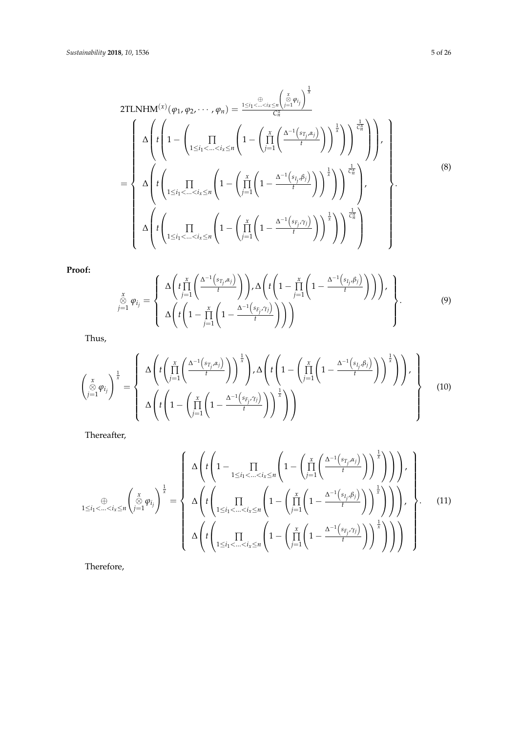$$
\begin{aligned}
&2\text{TLNHM}^{(x)}(\varphi_1, \varphi_2, \cdots, \varphi_n) = \frac{\underset{1 \le i_1 < \ldots < i_x \le n}{\oplus} \left( \overset{x}{\underset{j=1}{\otimes}} \varphi_{i_j} \right)^{\frac{1}{x}}}{C_n^x} \\
&= \left\{ \begin{array}{l}
\Delta\left( t\left( 1 - \left( \prod\limits_{1 \le i_1 < \ldots < i_x \le n} \left( 1 - \left( \prod\limits_{j=1}^{x} \left( \frac{\Delta^{-1}\left(s_{T_j}, \alpha_j\right)}{t} \right) \right)^{\frac{1}{x}} \right) \right)^{\frac{1}{C_n^x}} \right) \right), \\
\Delta\left( t\left( \prod\limits_{1 \le i_1 < \ldots < i_x \le n} \left( 1 - \left( \prod\limits_{j=1}^{x} \left( 1 - \frac{\Delta^{-1}\left(s_{I_j}, \beta_j\right)}{t} \right) \right)^{\frac{1}{x}} \right) \right)^{\frac{1}{C_n^x}} \right), \\
\Delta\left( t\left( \prod\limits_{1 \le i_1 < \ldots < i_x \le n} \left( 1 - \left( \prod\limits_{j=1}^{x} \left( 1 - \frac{\Delta^{-1}\left(s_{F_j}, \gamma_j\right)}{t} \right) \right)^{\frac{1}{x}} \right) \right)^{\frac{1}{C_n^x}} \right)
\end{array} \right\}.
\end{aligned} \tag{8}
$$

**Proof:**

$$
\overset{x}{\underset{j=1}{\otimes}} \varphi_{i_j} = \left\{ \begin{array}{l}
\Delta\left( t\prod\limits_{j=1}^{x} \left( \frac{\Delta^{-1}\left(s_{T_j}, \alpha_j\right)}{t} \right) \right), \Delta\left( t\left( 1 - \prod\limits_{j=1}^{x} \left( 1 - \frac{\Delta^{-1}\left(s_{I_j}, \beta_j\right)}{t} \right) \right) \right), \\
\Delta\left( t\left( 1 - \prod\limits_{j=1}^{x} \left( 1 - \frac{\Delta^{-1}\left(s_{F_j}, \gamma_j\right)}{t} \right) \right) \right)
\end{array} \right\}. \tag{9}
$$

Thus,

$$
\left( \overset{x}{\underset{j=1}{\otimes}} \varphi_{i_j} \right)^{\frac{1}{x}} = \left\{ \begin{array}{l}
\Delta\left( t\left( \prod\limits_{j=1}^{x} \left( \frac{\Delta^{-1}\left(s_{T_j}, \alpha_j\right)}{t} \right) \right)^{\frac{1}{x}} \right), \Delta\left( t\left( 1 - \left( \prod\limits_{j=1}^{x} \left( 1 - \frac{\Delta^{-1}\left(s_{I_j}, \beta_j\right)}{t} \right) \right)^{\frac{1}{x}} \right) \right), \\
\Delta\left( t\left( 1 - \left( \prod\limits_{j=1}^{x} \left( 1 - \frac{\Delta^{-1}\left(s_{F_j}, \gamma_j\right)}{t} \right) \right)^{\frac{1}{x}} \right) \right)
\end{array} \right\} \tag{10}
$$

Thereafter,

$$
\underset{1 \le i_1 < \ldots < i_x \le n}{\oplus} \left( \overset{x}{\underset{j=1}{\otimes}} \varphi_{i_j} \right)^{\frac{1}{x}} = \left\{ \begin{array}{l}
\Delta\left( t\left( 1 - \prod\limits_{1 \le i_1 < \ldots < i_x \le n} \left( 1 - \left( \prod\limits_{j=1}^{x} \left( \frac{\Delta^{-1}\left(s_{T_j}, \alpha_j\right)}{t} \right) \right)^{\frac{1}{x}} \right) \right) \right), \\
\Delta\left( t\left( \prod\limits_{1 \le i_1 < \ldots < i_x \le n} \left( 1 - \left( \prod\limits_{j=1}^{x} \left( 1 - \frac{\Delta^{-1}\left(s_{I_j}, \beta_j\right)}{t} \right) \right)^{\frac{1}{x}} \right) \right) \right), \\
\Delta\left( t\left( \prod\limits_{1 \le i_1 < \ldots < i_x \le n} \left( 1 - \left( \prod\limits_{j=1}^{x} \left( 1 - \frac{\Delta^{-1}\left(s_{F_j}, \gamma_j\right)}{t} \right) \right)^{\frac{1}{x}} \right) \right) \right)
\end{array} \right\}. \tag{11}
$$

Therefore,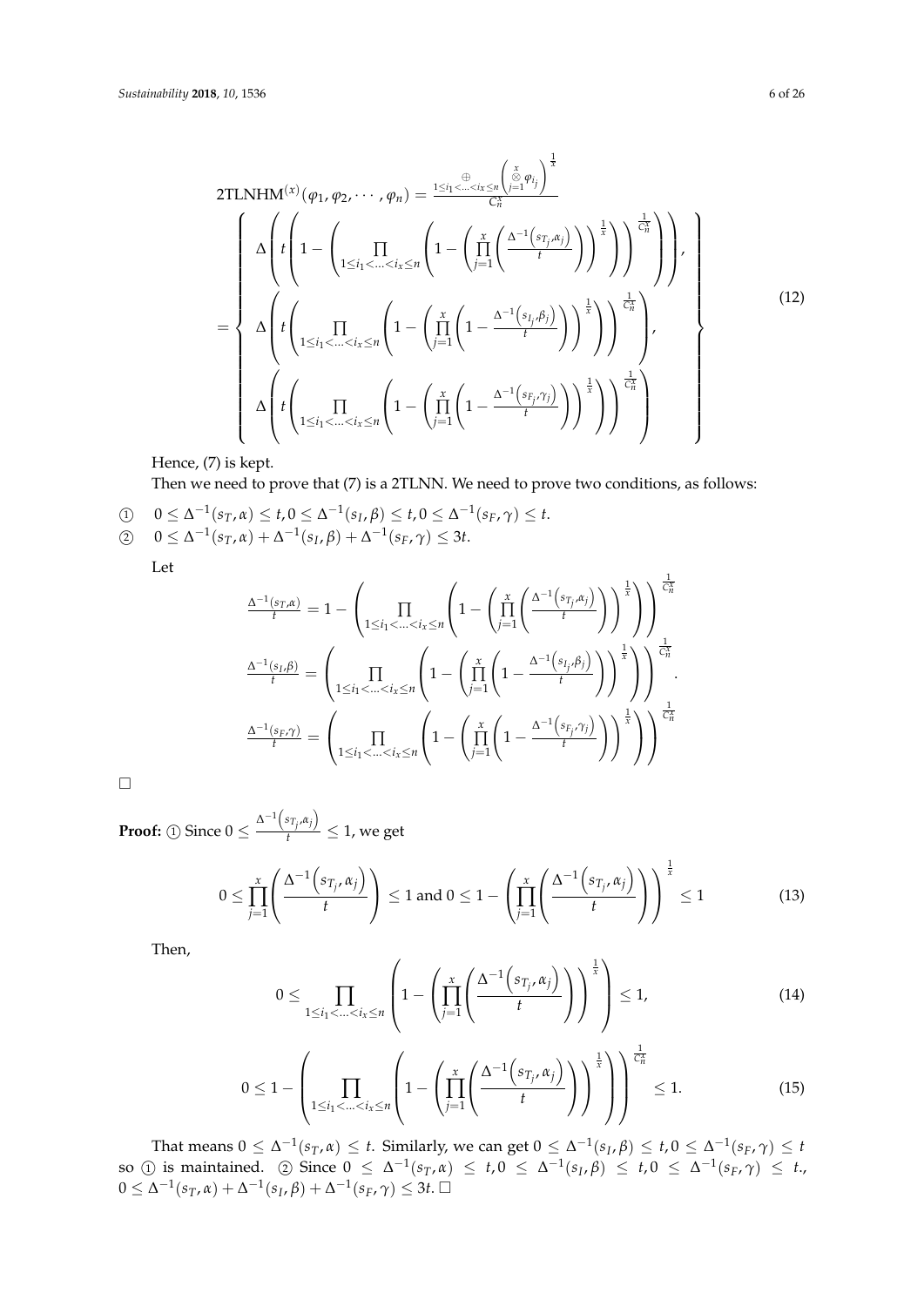$$
\begin{aligned}
&\text{2TLNHM}^{(x)}(\varphi_1, \varphi_2, \cdots, \varphi_n) = \frac{\underset{1 \le i_1 < \ldots < i_x \le n}{\oplus} \left( \underset{j=1}{\overset{x}{\otimes}} \varphi_{i_j} \right)^{\frac{1}{x}}}{C_n^x} \\
&= \left\{ \begin{array}{l}
\Delta\left( t\left( 1 - \left( \prod\limits_{1 \le i_1 < \ldots < i_x \le n} \left( 1 - \left( \prod\limits_{j=1}^{x} \left( \frac{\Delta^{-1}\left(s_{T_j}, \alpha_j\right)}{t} \right) \right)^{\frac{1}{x}} \right) \right)^{\frac{1}{C_n^x}} \right) \right), \\
\Delta\left( t\left( \prod\limits_{1 \le i_1 < \ldots < i_x \le n} \left( 1 - \left( \prod\limits_{j=1}^{x} \left( 1 - \frac{\Delta^{-1}\left(s_{I_j}, \beta_j\right)}{t} \right) \right)^{\frac{1}{x}} \right) \right)^{\frac{1}{C_n^x}} \right), \\
\Delta\left( t\left( \prod\limits_{1 \le i_1 < \ldots < i_x \le n} \left( 1 - \left( \prod\limits_{j=1}^{x} \left( 1 - \frac{\Delta^{-1}\left(s_{F_j}, \gamma_j\right)}{t} \right) \right)^{\frac{1}{x}} \right) \right)^{\frac{1}{C_n^x}} \right)
\end{array} \right\}
\end{aligned} \tag{12}
$$

Hence, (7) is kept.

Then we need to prove that (7) is a 2TLNN. We need to prove two conditions, as follows:

① $0 \le \Delta^{-1}(s_T, \alpha) \le t, 0 \le \Delta^{-1}(s_I, \beta) \le t, 0 \le \Delta^{-1}(s_F, \gamma) \le t.$

② $0 \le \Delta^{-1}(s_T, \alpha) + \Delta^{-1}(s_I, \beta) + \Delta^{-1}(s_F, \gamma) \le 3t.$

Let

$$
\begin{aligned}
\frac{\Delta^{-1}(s_T, \alpha)}{t} &= 1 - \left( \prod_{1 \le i_1 < \ldots < i_x \le n} \left( 1 - \left( \prod_{j=1}^{x} \left( \frac{\Delta^{-1}\left(s_{T_j}, \alpha_j\right)}{t} \right) \right)^{\frac{1}{x}} \right) \right)^{\frac{1}{C_n^x}} \\
\frac{\Delta^{-1}(s_I, \beta)}{t} &= \left( \prod_{1 \le i_1 < \ldots < i_x \le n} \left( 1 - \left( \prod_{j=1}^{x} \left( 1 - \frac{\Delta^{-1}\left(s_{I_j}, \beta_j\right)}{t} \right) \right)^{\frac{1}{x}} \right) \right)^{\frac{1}{C_n^x}} . \\
\frac{\Delta^{-1}(s_F, \gamma)}{t} &= \left( \prod_{1 \le i_1 < \ldots < i_x \le n} \left( 1 - \left( \prod_{j=1}^{x} \left( 1 - \frac{\Delta^{-1}\left(s_{F_j}, \gamma_j\right)}{t} \right) \right)^{\frac{1}{x}} \right) \right)^{\frac{1}{C_n^x}}
\end{aligned}
$$

□

**Proof:** ① Since $0 \le \frac{\Delta^{-1}\left(s_{T_j}, \alpha_j\right)}{t} \le 1$, we get

$$
0 \le \prod_{j=1}^{x} \left( \frac{\Delta^{-1}\left(s_{T_j}, \alpha_j\right)}{t} \right) \le 1 \text{ and } 0 \le 1 - \left( \prod_{j=1}^{x} \left( \frac{\Delta^{-1}\left(s_{T_j}, \alpha_j\right)}{t} \right) \right)^{\frac{1}{x}} \le 1 \tag{13}
$$

Then,

$$
0 \le \prod_{1 \le i_1 < \ldots < i_x \le n} \left( 1 - \left( \prod_{j=1}^{x} \left( \frac{\Delta^{-1}\left(s_{T_j}, \alpha_j\right)}{t} \right) \right)^{\frac{1}{x}} \right) \le 1, \tag{14}
$$

$$
0 \le 1 - \left( \prod_{1 \le i_1 < \ldots < i_x \le n} \left( 1 - \left( \prod_{j=1}^{x} \left( \frac{\Delta^{-1}\left(s_{T_j}, \alpha_j\right)}{t} \right) \right)^{\frac{1}{x}} \right) \right)^{\frac{1}{C_n^x}} \le 1. \tag{15}
$$

That means $0 \le \Delta^{-1}(s_T, \alpha) \le t$. Similarly, we can get $0 \le \Delta^{-1}(s_I, \beta) \le t, 0 \le \Delta^{-1}(s_F, \gamma) \le t$ so ① is maintained. ② Since $0 \le \Delta^{-1}(s_T, \alpha) \le t, 0 \le \Delta^{-1}(s_I, \beta) \le t, 0 \le \Delta^{-1}(s_F, \gamma) \le t.$, $0 \le \Delta^{-1}(s_T, \alpha) + \Delta^{-1}(s_I, \beta) + \Delta^{-1}(s_F, \gamma) \le 3t.$ □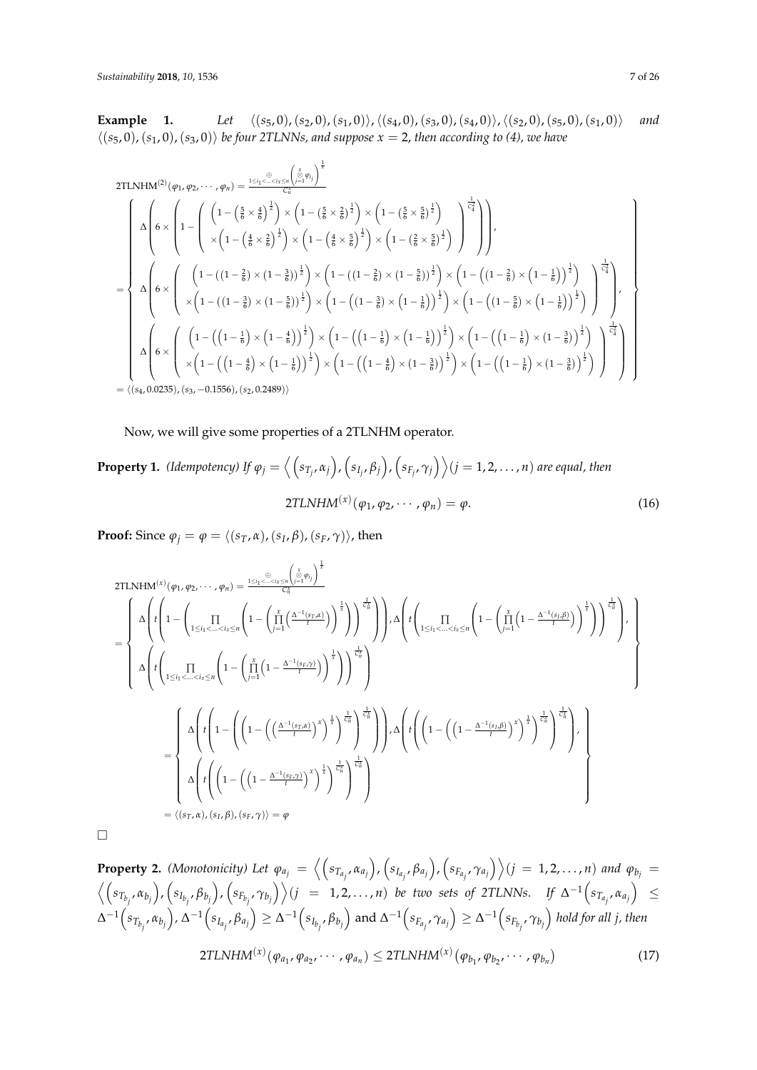**Example 1.** *Let* $\langle (s_5,0),(s_2,0),(s_1,0)\rangle, \langle (s_4,0),(s_3,0),(s_4,0)\rangle, \langle (s_2,0),(s_5,0),(s_1,0)\rangle$ *and* $\langle (s_5,0),(s_1,0),(s_3,0)\rangle$ *be four 2TLNNs, and suppose* $x=2$*, then according to (4), we have*

$$
\begin{aligned}
&\text{2TLNHM}^{(2)}(\varphi_1,\varphi_2,\cdots,\varphi_n) = \frac{\underset{1\le i_1<\ldots<i_x\le n}{\oplus}\left(\overset{x}{\underset{j=1}{\otimes}}\varphi_{i_j}\right)^{\frac{1}{x}}}{C_n^x} \\
&= \left\{
\begin{array}{l}
\Delta\left(6\times\left(1-\left(\begin{array}{l}\left(1-\left(\frac{5}{6}\times\frac{4}{6}\right)^{\frac{1}{2}}\right)\times\left(1-\left(\frac{5}{6}\times\frac{2}{6}\right)^{\frac{1}{2}}\right)\times\left(1-\left(\frac{5}{6}\times\frac{5}{6}\right)^{\frac{1}{2}}\right)\\ \times\left(1-\left(\frac{4}{6}\times\frac{2}{6}\right)^{\frac{1}{2}}\right)\times\left(1-\left(\frac{4}{6}\times\frac{5}{6}\right)^{\frac{1}{2}}\right)\times\left(1-\left(\frac{2}{6}\times\frac{5}{6}\right)^{\frac{1}{2}}\right)\end{array}\right)^{\frac{1}{C_4^2}}\right)\right), \\
\Delta\left(6\times\left(\begin{array}{l}\left(1-\left(\left(1-\frac{2}{6}\right)\times\left(1-\frac{3}{6}\right)\right)^{\frac{1}{2}}\right)\times\left(1-\left(\left(1-\frac{2}{6}\right)\times\left(1-\frac{5}{6}\right)\right)^{\frac{1}{2}}\right)\times\left(1-\left(\left(1-\frac{2}{6}\right)\times\left(1-\frac{1}{6}\right)\right)^{\frac{1}{2}}\right)\\ \times\left(1-\left(\left(1-\frac{3}{6}\right)\times\left(1-\frac{5}{6}\right)\right)^{\frac{1}{2}}\right)\times\left(1-\left(\left(1-\frac{3}{6}\right)\times\left(1-\frac{1}{6}\right)\right)^{\frac{1}{2}}\right)\times\left(1-\left(\left(1-\frac{5}{6}\right)\times\left(1-\frac{1}{6}\right)\right)^{\frac{1}{2}}\right)\end{array}\right)^{\frac{1}{C_4^2}}\right), \\
\Delta\left(6\times\left(\begin{array}{l}\left(1-\left(\left(1-\frac{1}{6}\right)\times\left(1-\frac{4}{6}\right)\right)^{\frac{1}{2}}\right)\times\left(1-\left(\left(1-\frac{1}{6}\right)\times\left(1-\frac{1}{6}\right)\right)^{\frac{1}{2}}\right)\times\left(1-\left(\left(1-\frac{1}{6}\right)\times\left(1-\frac{3}{6}\right)\right)^{\frac{1}{2}}\right)\\ \times\left(1-\left(\left(1-\frac{4}{6}\right)\times\left(1-\frac{1}{6}\right)\right)^{\frac{1}{2}}\right)\times\left(1-\left(\left(1-\frac{4}{6}\right)\times\left(1-\frac{3}{6}\right)\right)^{\frac{1}{2}}\right)\times\left(1-\left(\left(1-\frac{1}{6}\right)\times\left(1-\frac{3}{6}\right)\right)^{\frac{1}{2}}\right)\end{array}\right)^{\frac{1}{C_4^2}}\right)
\end{array}
\right\} \\
&= \langle (s_4,0.0235),(s_3,-0.1556),(s_2,0.2489)\rangle
\end{aligned}
$$

Now, we will give some properties of a 2TLNHM operator.

**Property 1.** *(Idempotency) If* $\varphi_j = \left\langle \left(s_{T_j},\alpha_j\right),\left(s_{I_j},\beta_j\right),\left(s_{F_j},\gamma_j\right)\right\rangle (j=1,2,\ldots,n)$ *are equal, then*

$$
2TLNHM^{(x)}(\varphi_1,\varphi_2,\cdots,\varphi_n) = \varphi. \tag{16}
$$

**Proof:** Since $\varphi_j = \varphi = \langle (s_T,\alpha),(s_I,\beta),(s_F,\gamma)\rangle$, then

$$
\begin{aligned}
&\text{2TLNHM}^{(x)}(\varphi_1,\varphi_2,\cdots,\varphi_n) = \frac{\underset{1\le i_1<\ldots<i_x\le n}{\oplus}\left(\overset{x}{\underset{j=1}{\otimes}}\varphi_{i_j}\right)^{\frac{1}{x}}}{C_n^x} \\
&= \left\{
\begin{array}{l}
\Delta\left(t\left(1-\left(\prod\limits_{1\le i_1<\ldots<i_x\le n}\left(1-\left(\prod\limits_{j=1}^{x}\left(\frac{\Delta^{-1}(s_T,\alpha)}{t}\right)\right)^{\frac{1}{x}}\right)\right)^{\frac{1}{C_n^x}}\right)\right), \Delta\left(t\left(\prod\limits_{1\le i_1<\ldots<i_x\le n}\left(1-\left(\prod\limits_{j=1}^{x}\left(1-\frac{\Delta^{-1}(s_I,\beta)}{t}\right)\right)^{\frac{1}{x}}\right)\right)^{\frac{1}{C_n^x}}\right), \\
\Delta\left(t\left(\prod\limits_{1\le i_1<\ldots<i_x\le n}\left(1-\left(\prod\limits_{j=1}^{x}\left(1-\frac{\Delta^{-1}(s_F,\gamma)}{t}\right)\right)^{\frac{1}{x}}\right)\right)^{\frac{1}{C_n^x}}\right)
\end{array}
\right\} \\
&= \left\{
\begin{array}{l}
\Delta\left(t\left(1-\left(\left(1-\left(\left(\frac{\Delta^{-1}(s_T,\alpha)}{t}\right)^{x}\right)^{\frac{1}{x}}\right)^{\frac{1}{C_n^x}}\right)^{C_n^x}\right)\right), \Delta\left(t\left(\left(1-\left(\left(1-\frac{\Delta^{-1}(s_I,\beta)}{t}\right)^{x}\right)^{\frac{1}{x}}\right)^{\frac{1}{C_n^x}}\right)^{C_n^x}\right), \\
\Delta\left(t\left(\left(1-\left(\left(1-\frac{\Delta^{-1}(s_F,\gamma)}{t}\right)^{x}\right)^{\frac{1}{x}}\right)^{\frac{1}{C_n^x}}\right)^{C_n^x}\right)
\end{array}
\right\} \\
&= \langle (s_T,\alpha),(s_I,\beta),(s_F,\gamma)\rangle = \varphi
\end{aligned}
$$

□

**Property 2.** *(Monotonicity) Let* $\varphi_{a_j} = \left\langle \left(s_{T_{a_j}},\alpha_{a_j}\right),\left(s_{I_{a_j}},\beta_{a_j}\right),\left(s_{F_{a_j}},\gamma_{a_j}\right)\right\rangle (j=1,2,\ldots,n)$ *and* $\varphi_{b_j} = \left\langle \left(s_{T_{b_j}},\alpha_{b_j}\right),\left(s_{I_{b_j}},\beta_{b_j}\right),\left(s_{F_{b_j}},\gamma_{b_j}\right)\right\rangle (j=1,2,\ldots,n)$ *be two sets of 2TLNNs. If* $\Delta^{-1}\left(s_{T_{a_j}},\alpha_{a_j}\right) \le \Delta^{-1}\left(s_{T_{b_j}},\alpha_{b_j}\right), \Delta^{-1}\left(s_{I_{a_j}},\beta_{a_j}\right) \ge \Delta^{-1}\left(s_{I_{b_j}},\beta_{b_j}\right)$ and $\Delta^{-1}\left(s_{F_{a_j}},\gamma_{a_j}\right) \ge \Delta^{-1}\left(s_{F_{b_j}},\gamma_{b_j}\right)$ *hold for all j, then*

$$
2TLNHM^{(x)}(\varphi_{a_1},\varphi_{a_2},\cdots,\varphi_{a_n}) \le 2TLNHM^{(x)}(\varphi_{b_1},\varphi_{b_2},\cdots,\varphi_{b_n}) \tag{17}
$$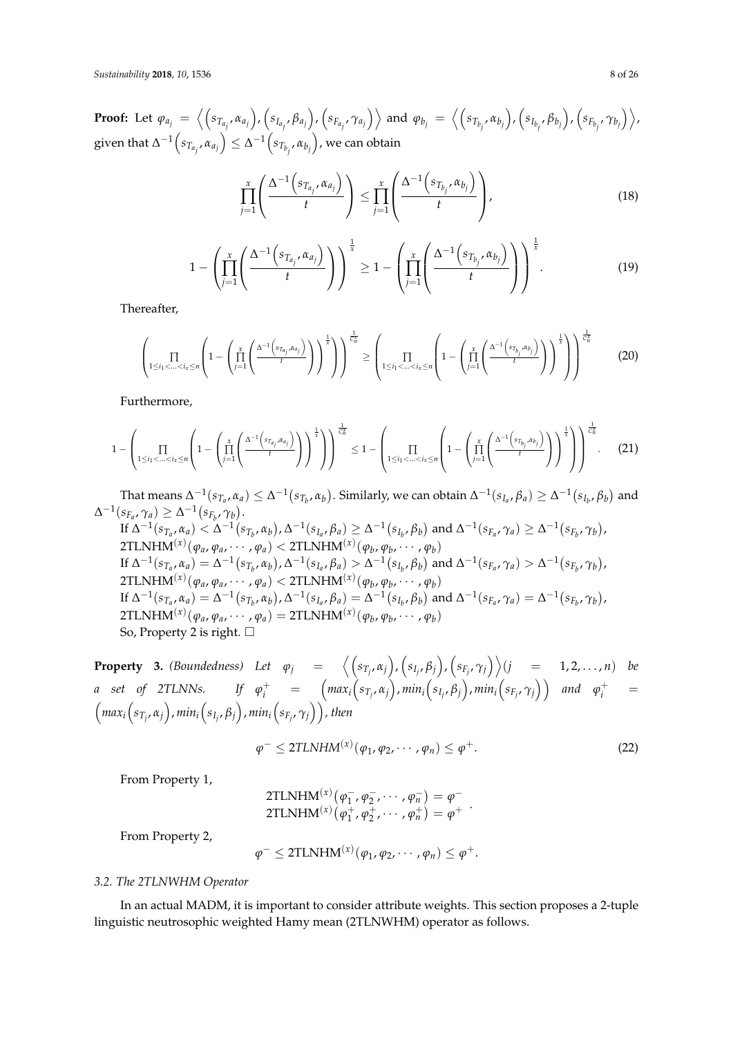**Proof:** Let $\varphi_{a_j} = \left\langle \left(s_{T_{a_j}}, \alpha_{a_j}\right), \left(s_{I_{a_j}}, \beta_{a_j}\right), \left(s_{F_{a_j}}, \gamma_{a_j}\right) \right\rangle$ and $\varphi_{b_j} = \left\langle \left(s_{T_{b_j}}, \alpha_{b_j}\right), \left(s_{I_{b_j}}, \beta_{b_j}\right), \left(s_{F_{b_j}}, \gamma_{b_j}\right) \right\rangle$, given that $\Delta^{-1}\left(s_{T_{a_j}}, \alpha_{a_j}\right) \leq \Delta^{-1}\left(s_{T_{b_j}}, \alpha_{b_j}\right)$, we can obtain

$$\prod_{j=1}^{x} \left( \frac{\Delta^{-1}\left(s_{T_{a_j}}, \alpha_{a_j}\right)}{t} \right) \leq \prod_{j=1}^{x} \left( \frac{\Delta^{-1}\left(s_{T_{b_j}}, \alpha_{b_j}\right)}{t} \right), \tag{18}$$

$$1 - \left( \prod_{j=1}^{x} \left( \frac{\Delta^{-1}\left(s_{T_{a_j}}, \alpha_{a_j}\right)}{t} \right) \right)^{\frac{1}{x}} \geq 1 - \left( \prod_{j=1}^{x} \left( \frac{\Delta^{-1}\left(s_{T_{b_j}}, \alpha_{b_j}\right)}{t} \right) \right)^{\frac{1}{x}}. \tag{19}$$

Thereafter,

$$\left( \prod_{1 \leq i_1 < \ldots < i_x \leq n} \left( 1 - \left( \prod_{j=1}^{x} \left( \frac{\Delta^{-1}\left(s_{T_{a_j}}, \alpha_{a_j}\right)}{t} \right) \right)^{\frac{1}{x}} \right) \right)^{\frac{1}{C_n^x}} \geq \left( \prod_{1 \leq i_1 < \ldots < i_x \leq n} \left( 1 - \left( \prod_{j=1}^{x} \left( \frac{\Delta^{-1}\left(s_{T_{b_j}}, \alpha_{b_j}\right)}{t} \right) \right)^{\frac{1}{x}} \right) \right)^{\frac{1}{C_n^x}} \tag{20}$$

Furthermore,

$$1 - \left( \prod_{1 \leq i_1 < \ldots < i_x \leq n} \left( 1 - \left( \prod_{j=1}^{x} \left( \frac{\Delta^{-1}\left(s_{T_{a_j}}, \alpha_{a_j}\right)}{t} \right) \right)^{\frac{1}{x}} \right) \right)^{\frac{1}{C_n^x}} \leq 1 - \left( \prod_{1 \leq i_1 < \ldots < i_x \leq n} \left( 1 - \left( \prod_{j=1}^{x} \left( \frac{\Delta^{-1}\left(s_{T_{b_j}}, \alpha_{b_j}\right)}{t} \right) \right)^{\frac{1}{x}} \right) \right)^{\frac{1}{C_n^x}}. \tag{21}$$

That means $\Delta^{-1}(s_{T_a}, \alpha_a) \leq \Delta^{-1}(s_{T_b}, \alpha_b)$. Similarly, we can obtain $\Delta^{-1}(s_{I_a}, \beta_a) \geq \Delta^{-1}(s_{I_b}, \beta_b)$ and $\Delta^{-1}(s_{F_a}, \gamma_a) \geq \Delta^{-1}(s_{F_b}, \gamma_b)$.

If $\Delta^{-1}(s_{T_a}, \alpha_a) < \Delta^{-1}(s_{T_b}, \alpha_b), \Delta^{-1}(s_{I_a}, \beta_a) \geq \Delta^{-1}(s_{I_b}, \beta_b)$ and $\Delta^{-1}(s_{F_a}, \gamma_a) \geq \Delta^{-1}(s_{F_b}, \gamma_b)$,
$\text{2TLNHM}^{(x)}(\varphi_a, \varphi_a, \cdots, \varphi_a) < \text{2TLNHM}^{(x)}(\varphi_b, \varphi_b, \cdots, \varphi_b)$

If $\Delta^{-1}(s_{T_a}, \alpha_a) = \Delta^{-1}(s_{T_b}, \alpha_b), \Delta^{-1}(s_{I_a}, \beta_a) > \Delta^{-1}(s_{I_b}, \beta_b)$ and $\Delta^{-1}(s_{F_a}, \gamma_a) > \Delta^{-1}(s_{F_b}, \gamma_b)$,
$\text{2TLNHM}^{(x)}(\varphi_a, \varphi_a, \cdots, \varphi_a) < \text{2TLNHM}^{(x)}(\varphi_b, \varphi_b, \cdots, \varphi_b)$

If $\Delta^{-1}(s_{T_a}, \alpha_a) = \Delta^{-1}(s_{T_b}, \alpha_b), \Delta^{-1}(s_{I_a}, \beta_a) = \Delta^{-1}(s_{I_b}, \beta_b)$ and $\Delta^{-1}(s_{F_a}, \gamma_a) = \Delta^{-1}(s_{F_b}, \gamma_b)$,
$\text{2TLNHM}^{(x)}(\varphi_a, \varphi_a, \cdots, \varphi_a) = \text{2TLNHM}^{(x)}(\varphi_b, \varphi_b, \cdots, \varphi_b)$

So, Property 2 is right. □

**Property 3.** *(Boundedness) Let* $\varphi_j = \left\langle \left(s_{T_j}, \alpha_j\right), \left(s_{I_j}, \beta_j\right), \left(s_{F_j}, \gamma_j\right) \right\rangle (j = 1, 2, \ldots, n)$ *be a set of 2TLNNs. If* $\varphi_i^+ = \left(max_i\left(s_{T_j}, \alpha_j\right), min_i\left(s_{I_j}, \beta_j\right), min_i\left(s_{F_j}, \gamma_j\right)\right)$ *and* $\varphi_i^+ = \left(max_i\left(s_{T_j}, \alpha_j\right), min_i\left(s_{I_j}, \beta_j\right), min_i\left(s_{F_j}, \gamma_j\right)\right)$*, then*

$$\varphi^- \leq 2TLNHM^{(x)}(\varphi_1, \varphi_2, \cdots, \varphi_n) \leq \varphi^+. \tag{22}$$

From Property 1,

$$\begin{array}{l} \text{2TLNHM}^{(x)}\left(\varphi_1^-, \varphi_2^-, \cdots, \varphi_n^-\right) = \varphi^- \\ \text{2TLNHM}^{(x)}\left(\varphi_1^+, \varphi_2^+, \cdots, \varphi_n^+\right) = \varphi^+ \end{array}.$$

From Property 2,

$$\varphi^- \leq \text{2TLNHM}^{(x)}(\varphi_1, \varphi_2, \cdots, \varphi_n) \leq \varphi^+.$$

### *3.2. The 2TLNWHM Operator*

In an actual MADM, it is important to consider attribute weights. This section proposes a 2-tuple linguistic neutrosophic weighted Hamy mean (2TLNWHM) operator as follows.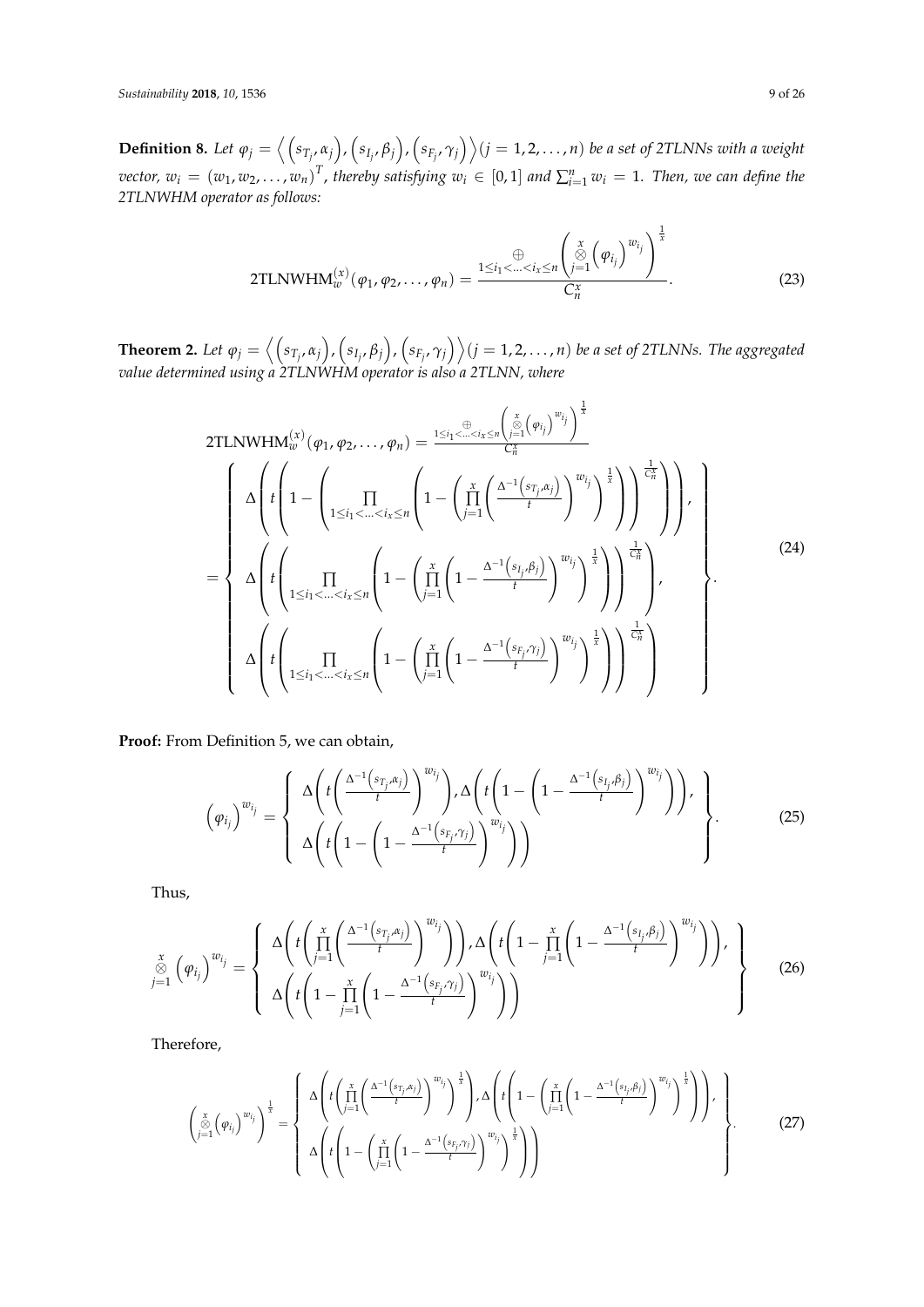**Definition 8.** *Let $\varphi_j = \left\langle \left(s_{T_j}, \alpha_j\right), \left(s_{I_j}, \beta_j\right), \left(s_{F_j}, \gamma_j\right) \right\rangle (j = 1, 2, \ldots, n)$ be a set of 2TLNNs with a weight vector, $w_i = (w_1, w_2, \ldots, w_n)^T$, thereby satisfying $w_i \in [0, 1]$ and $\sum_{i=1}^{n} w_i = 1$. Then, we can define the 2TLNWHM operator as follows:*

$$\text{2TLNWHM}_w^{(x)}(\varphi_1, \varphi_2, \ldots, \varphi_n) = \frac{\underset{1 \le i_1 < \ldots < i_x \le n}{\oplus} \left( \overset{x}{\underset{j=1}{\otimes}} \left(\varphi_{i_j}\right)^{w_{i_j}} \right)^{\frac{1}{x}}}{C_n^x}. \tag{23}$$

**Theorem 2.** *Let $\varphi_j = \left\langle \left(s_{T_j}, \alpha_j\right), \left(s_{I_j}, \beta_j\right), \left(s_{F_j}, \gamma_j\right) \right\rangle (j = 1, 2, \ldots, n)$ be a set of 2TLNNs. The aggregated value determined using a 2TLNWHM operator is also a 2TLNN, where*

$$\begin{aligned}
&\text{2TLNWHM}_w^{(x)}(\varphi_1, \varphi_2, \ldots, \varphi_n) = \frac{\underset{1 \le i_1 < \ldots < i_x \le n}{\oplus} \left( \overset{x}{\underset{j=1}{\otimes}} \left(\varphi_{i_j}\right)^{w_{i_j}} \right)^{\frac{1}{x}}}{C_n^x} \\
&= \left\{ \begin{array}{l}
\Delta\left( t\left( 1 - \left( \prod\limits_{1 \le i_1 < \ldots < i_x \le n} \left( 1 - \left( \prod\limits_{j=1}^{x} \left( \frac{\Delta^{-1}\left(s_{T_j}, \alpha_j\right)}{t} \right)^{w_{i_j}} \right)^{\frac{1}{x}} \right) \right)^{\frac{1}{C_n^x}} \right) \right), \\
\Delta\left( t\left( \prod\limits_{1 \le i_1 < \ldots < i_x \le n} \left( 1 - \left( \prod\limits_{j=1}^{x} \left( 1 - \frac{\Delta^{-1}\left(s_{I_j}, \beta_j\right)}{t} \right)^{w_{i_j}} \right)^{\frac{1}{x}} \right) \right)^{\frac{1}{C_n^x}} \right), \\
\Delta\left( t\left( \prod\limits_{1 \le i_1 < \ldots < i_x \le n} \left( 1 - \left( \prod\limits_{j=1}^{x} \left( 1 - \frac{\Delta^{-1}\left(s_{F_j}, \gamma_j\right)}{t} \right)^{w_{i_j}} \right)^{\frac{1}{x}} \right) \right)^{\frac{1}{C_n^x}} \right)
\end{array} \right\}.
\end{aligned} \tag{24}$$

**Proof:** From Definition 5, we can obtain,

$$\left(\varphi_{i_j}\right)^{w_{i_j}} = \left\{ \begin{array}{l}
\Delta\left( t\left( \frac{\Delta^{-1}\left(s_{T_j}, \alpha_j\right)}{t} \right)^{w_{i_j}} \right), \Delta\left( t\left( 1 - \left( 1 - \frac{\Delta^{-1}\left(s_{I_j}, \beta_j\right)}{t} \right)^{w_{i_j}} \right) \right), \\
\Delta\left( t\left( 1 - \left( 1 - \frac{\Delta^{-1}\left(s_{F_j}, \gamma_j\right)}{t} \right)^{w_{i_j}} \right) \right)
\end{array} \right\}. \tag{25}$$

Thus,

$$\overset{x}{\underset{j=1}{\otimes}} \left(\varphi_{i_j}\right)^{w_{i_j}} = \left\{ \begin{array}{l}
\Delta\left( t\left( \prod\limits_{j=1}^{x} \left( \frac{\Delta^{-1}\left(s_{T_j}, \alpha_j\right)}{t} \right)^{w_{i_j}} \right) \right), \Delta\left( t\left( 1 - \prod\limits_{j=1}^{x} \left( 1 - \frac{\Delta^{-1}\left(s_{I_j}, \beta_j\right)}{t} \right)^{w_{i_j}} \right) \right), \\
\Delta\left( t\left( 1 - \prod\limits_{j=1}^{x} \left( 1 - \frac{\Delta^{-1}\left(s_{F_j}, \gamma_j\right)}{t} \right)^{w_{i_j}} \right) \right)
\end{array} \right\} \tag{26}$$

Therefore,

$$\left( \overset{x}{\underset{j=1}{\otimes}} \left(\varphi_{i_j}\right)^{w_{i_j}} \right)^{\frac{1}{x}} = \left\{ \begin{array}{l}
\Delta\left( t\left( \prod\limits_{j=1}^{x} \left( \frac{\Delta^{-1}\left(s_{T_j}, \alpha_j\right)}{t} \right)^{w_{i_j}} \right)^{\frac{1}{x}} \right), \Delta\left( t\left( 1 - \left( \prod\limits_{j=1}^{x} \left( 1 - \frac{\Delta^{-1}\left(s_{I_j}, \beta_j\right)}{t} \right)^{w_{i_j}} \right)^{\frac{1}{x}} \right) \right), \\
\Delta\left( t\left( 1 - \left( \prod\limits_{j=1}^{x} \left( 1 - \frac{\Delta^{-1}\left(s_{F_j}, \gamma_j\right)}{t} \right)^{w_{i_j}} \right)^{\frac{1}{x}} \right) \right)
\end{array} \right\}. \tag{27}$$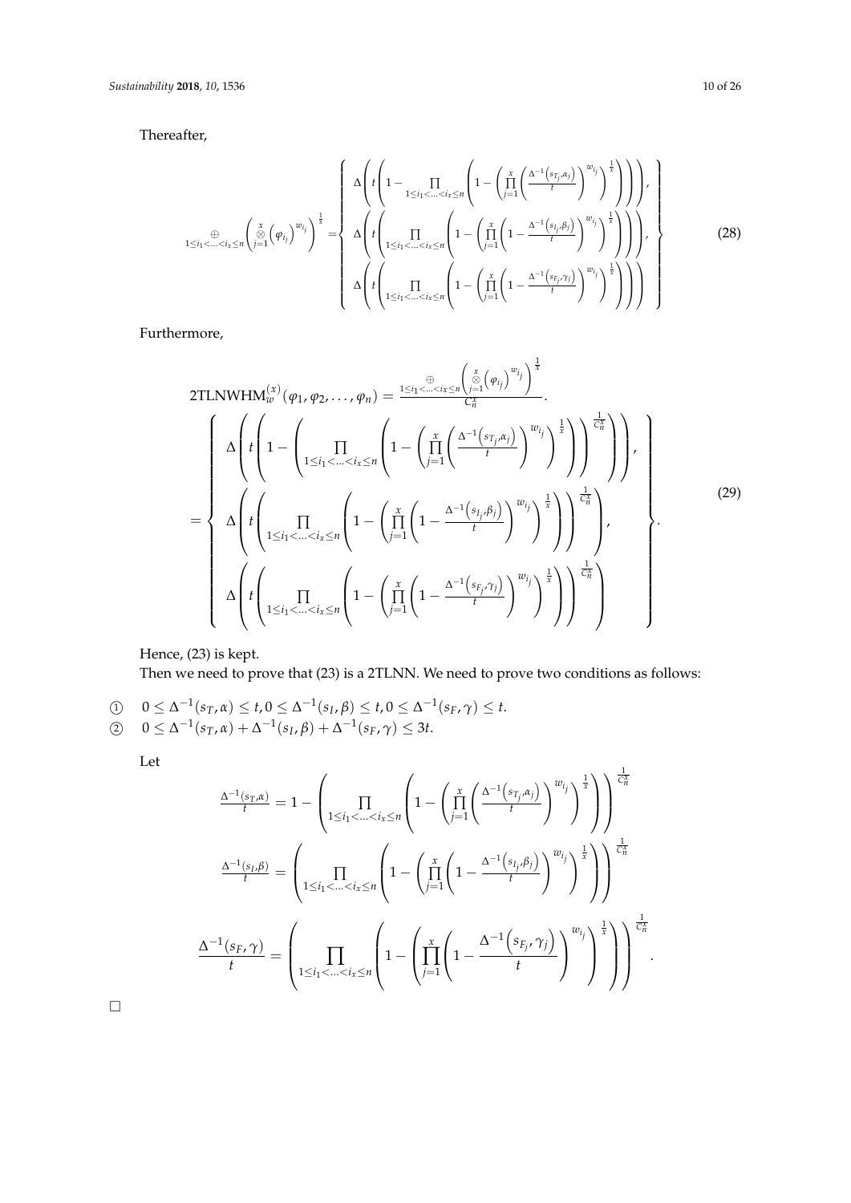Thereafter,

$$\underset{1\leq i_1<\ldots<i_x\leq n}{\oplus}\left(\overset{x}{\underset{j=1}{\otimes}}\left(\varphi_{i_j}\right)^{w_{i_j}}\right)^{\frac{1}{x}}=\left\{\begin{array}{l}\Delta\left(t\left(1-\prod\limits_{1\leq i_1<\ldots<i_x\leq n}\left(1-\left(\prod\limits_{j=1}^{x}\left(\frac{\Delta^{-1}\left(s_{T_j},\alpha_j\right)}{t}\right)^{w_{i_j}}\right)^{\frac{1}{x}}\right)\right)\right),\\ \Delta\left(t\left(\prod\limits_{1\leq i_1<\ldots<i_x\leq n}\left(1-\left(\prod\limits_{j=1}^{x}\left(1-\frac{\Delta^{-1}\left(s_{I_j},\beta_j\right)}{t}\right)^{w_{i_j}}\right)^{\frac{1}{x}}\right)\right)\right),\\ \Delta\left(t\left(\prod\limits_{1\leq i_1<\ldots<i_x\leq n}\left(1-\left(\prod\limits_{j=1}^{x}\left(1-\frac{\Delta^{-1}\left(s_{F_j},\gamma_j\right)}{t}\right)^{w_{i_j}}\right)^{\frac{1}{x}}\right)\right)\right)\end{array}\right\} \tag{28}$$

Furthermore,

$$2\text{TLNWHM}_w^{(x)}(\varphi_1,\varphi_2,\ldots,\varphi_n)=\frac{\underset{1\leq i_1<\ldots<i_x\leq n}{\oplus}\left(\overset{x}{\underset{j=1}{\otimes}}\left(\varphi_{i_j}\right)^{w_{i_j}}\right)^{\frac{1}{x}}}{C_n^x}.$$

$$=\left\{\begin{array}{l}\Delta\left(t\left(1-\left(\prod\limits_{1\leq i_1<\ldots<i_x\leq n}\left(1-\left(\prod\limits_{j=1}^{x}\left(\frac{\Delta^{-1}\left(s_{T_j},\alpha_j\right)}{t}\right)^{w_{i_j}}\right)^{\frac{1}{x}}\right)\right)^{\frac{1}{C_n^x}}\right)\right),\\ \Delta\left(t\left(\prod\limits_{1\leq i_1<\ldots<i_x\leq n}\left(1-\left(\prod\limits_{j=1}^{x}\left(1-\frac{\Delta^{-1}\left(s_{I_j},\beta_j\right)}{t}\right)^{w_{i_j}}\right)^{\frac{1}{x}}\right)\right)^{\frac{1}{C_n^x}}\right),\\ \Delta\left(t\left(\prod\limits_{1\leq i_1<\ldots<i_x\leq n}\left(1-\left(\prod\limits_{j=1}^{x}\left(1-\frac{\Delta^{-1}\left(s_{F_j},\gamma_j\right)}{t}\right)^{w_{i_j}}\right)^{\frac{1}{x}}\right)\right)^{\frac{1}{C_n^x}}\right)\end{array}\right\}. \tag{29}$$

Hence, (23) is kept.

Then we need to prove that (23) is a 2TLNN. We need to prove two conditions as follows:

① $0\leq\Delta^{-1}(s_T,\alpha)\leq t, 0\leq\Delta^{-1}(s_I,\beta)\leq t, 0\leq\Delta^{-1}(s_F,\gamma)\leq t.$

② $0\leq\Delta^{-1}(s_T,\alpha)+\Delta^{-1}(s_I,\beta)+\Delta^{-1}(s_F,\gamma)\leq 3t.$

Let

$$\frac{\Delta^{-1}(s_T,\alpha)}{t}=1-\left(\prod\limits_{1\leq i_1<\ldots<i_x\leq n}\left(1-\left(\prod\limits_{j=1}^{x}\left(\frac{\Delta^{-1}\left(s_{T_j},\alpha_j\right)}{t}\right)^{w_{i_j}}\right)^{\frac{1}{x}}\right)\right)^{\frac{1}{C_n^x}}$$

$$\frac{\Delta^{-1}(s_I,\beta)}{t}=\left(\prod\limits_{1\leq i_1<\ldots<i_x\leq n}\left(1-\left(\prod\limits_{j=1}^{x}\left(1-\frac{\Delta^{-1}\left(s_{I_j},\beta_j\right)}{t}\right)^{w_{i_j}}\right)^{\frac{1}{x}}\right)\right)^{\frac{1}{C_n^x}}$$

$$\frac{\Delta^{-1}(s_F,\gamma)}{t}=\left(\prod\limits_{1\leq i_1<\ldots<i_x\leq n}\left(1-\left(\prod\limits_{j=1}^{x}\left(1-\frac{\Delta^{-1}\left(s_{F_j},\gamma_j\right)}{t}\right)^{w_{i_j}}\right)^{\frac{1}{x}}\right)\right)^{\frac{1}{C_n^x}}.$$

□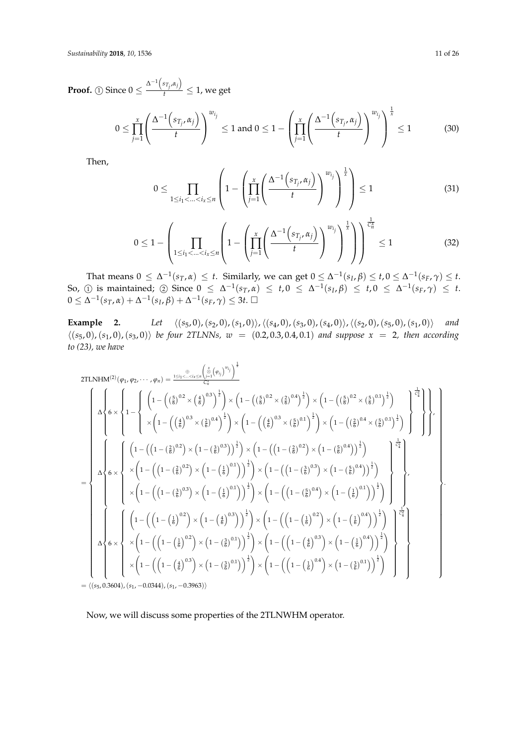**Proof.** ① Since $0 \le \frac{\Delta^{-1}\left(s_{T_j}, \alpha_j\right)}{t} \le 1$, we get

$$0 \le \prod_{j=1}^{x}\left(\frac{\Delta^{-1}\left(s_{T_j}, \alpha_j\right)}{t}\right)^{w_{i_j}} \le 1 \text{ and } 0 \le 1 - \left(\prod_{j=1}^{x}\left(\frac{\Delta^{-1}\left(s_{T_j}, \alpha_j\right)}{t}\right)^{w_{i_j}}\right)^{\frac{1}{x}} \le 1 \tag{30}$$

Then,

$$0 \le \prod_{1 \le i_1 < \ldots < i_x \le n}\left(1 - \left(\prod_{j=1}^{x}\left(\frac{\Delta^{-1}\left(s_{T_j}, \alpha_j\right)}{t}\right)^{w_{i_j}}\right)^{\frac{1}{x}}\right) \le 1 \tag{31}$$

$$0 \le 1 - \left(\prod_{1 \le i_1 < \ldots < i_x \le n}\left(1 - \left(\prod_{j=1}^{x}\left(\frac{\Delta^{-1}\left(s_{T_j}, \alpha_j\right)}{t}\right)^{w_{i_j}}\right)^{\frac{1}{x}}\right)\right)^{\frac{1}{C_n^x}} \le 1 \tag{32}$$

That means $0 \le \Delta^{-1}(s_T, \alpha) \le t$. Similarly, we can get $0 \le \Delta^{-1}(s_I, \beta) \le t, 0 \le \Delta^{-1}(s_F, \gamma) \le t$. So, ① is maintained; ② Since $0 \le \Delta^{-1}(s_T, \alpha) \le t, 0 \le \Delta^{-1}(s_I, \beta) \le t, 0 \le \Delta^{-1}(s_F, \gamma) \le t$. $0 \le \Delta^{-1}(s_T, \alpha) + \Delta^{-1}(s_I, \beta) + \Delta^{-1}(s_F, \gamma) \le 3t$. □

**Example 2.** *Let* $\langle (s_5, 0), (s_2, 0), (s_1, 0) \rangle, \langle (s_4, 0), (s_3, 0), (s_4, 0) \rangle, \langle (s_2, 0), (s_5, 0), (s_1, 0) \rangle$ *and* $\langle (s_5, 0), (s_1, 0), (s_3, 0) \rangle$ *be four 2TLNNs,* $w = (0.2, 0.3, 0.4, 0.1)$ *and suppose* $x = 2$*, then according to (23), we have*

$$\mathrm{2TLNHM}^{(2)}(\varphi_1, \varphi_2, \cdots, \varphi_n) = \frac{\underset{1 \le i_1 < \ldots < i_x \le n}{\oplus}\left(\overset{x}{\underset{j=1}{\otimes}}\left(\varphi_{i_j}\right)^{w_{i_j}}\right)^{\frac{1}{x}}}{C_n^x}$$

$$= \left\{\begin{array}{l}
\Delta\left\{6 \times \left\{1 - \left\{\begin{array}{l}\left(1 - \left(\left(\frac{5}{6}\right)^{0.2} \times \left(\frac{4}{6}\right)^{0.3}\right)^{\frac{1}{2}}\right) \times \left(1 - \left(\left(\frac{5}{6}\right)^{0.2} \times \left(\frac{2}{6}\right)^{0.4}\right)^{\frac{1}{2}}\right) \times \left(1 - \left(\left(\frac{5}{6}\right)^{0.2} \times \left(\frac{5}{6}\right)^{0.1}\right)^{\frac{1}{2}}\right) \\ \times \left(1 - \left(\left(\frac{4}{6}\right)^{0.3} \times \left(\frac{2}{6}\right)^{0.4}\right)^{\frac{1}{2}}\right) \times \left(1 - \left(\left(\frac{4}{6}\right)^{0.3} \times \left(\frac{5}{6}\right)^{0.1}\right)^{\frac{1}{2}}\right) \times \left(1 - \left(\left(\frac{2}{6}\right)^{0.4} \times \left(\frac{5}{6}\right)^{0.1}\right)^{\frac{1}{2}}\right)\end{array}\right\}^{\frac{1}{C_4^2}}\right\}\right\}, \\
\Delta\left\{6 \times \left\{\begin{array}{l}\left(1 - \left(\left(1 - \left(\frac{2}{6}\right)^{0.2}\right) \times \left(1 - \left(\frac{3}{6}\right)^{0.3}\right)\right)^{\frac{1}{2}}\right) \times \left(1 - \left(\left(1 - \left(\frac{2}{6}\right)^{0.2}\right) \times \left(1 - \left(\frac{5}{6}\right)^{0.4}\right)\right)^{\frac{1}{2}}\right) \\ \times \left(1 - \left(\left(1 - \left(\frac{2}{6}\right)^{0.2}\right) \times \left(1 - \left(\frac{1}{6}\right)^{0.1}\right)\right)^{\frac{1}{2}}\right) \times \left(1 - \left(\left(1 - \left(\frac{3}{6}\right)^{0.3}\right) \times \left(1 - \left(\frac{5}{6}\right)^{0.4}\right)\right)^{\frac{1}{2}}\right) \\ \times \left(1 - \left(\left(1 - \left(\frac{3}{6}\right)^{0.3}\right) \times \left(1 - \left(\frac{1}{6}\right)^{0.1}\right)\right)^{\frac{1}{2}}\right) \times \left(1 - \left(\left(1 - \left(\frac{5}{6}\right)^{0.4}\right) \times \left(1 - \left(\frac{1}{6}\right)^{0.1}\right)\right)^{\frac{1}{2}}\right)\end{array}\right\}^{\frac{1}{C_4^2}}\right\}, \\
\Delta\left\{6 \times \left\{\begin{array}{l}\left(1 - \left(\left(1 - \left(\frac{1}{6}\right)^{0.2}\right) \times \left(1 - \left(\frac{4}{6}\right)^{0.3}\right)\right)^{\frac{1}{2}}\right) \times \left(1 - \left(\left(1 - \left(\frac{1}{6}\right)^{0.2}\right) \times \left(1 - \left(\frac{1}{6}\right)^{0.4}\right)\right)^{\frac{1}{2}}\right) \\ \times \left(1 - \left(\left(1 - \left(\frac{1}{6}\right)^{0.2}\right) \times \left(1 - \left(\frac{3}{6}\right)^{0.1}\right)\right)^{\frac{1}{2}}\right) \times \left(1 - \left(\left(1 - \left(\frac{4}{6}\right)^{0.3}\right) \times \left(1 - \left(\frac{1}{6}\right)^{0.4}\right)\right)^{\frac{1}{2}}\right) \\ \times \left(1 - \left(\left(1 - \left(\frac{4}{6}\right)^{0.3}\right) \times \left(1 - \left(\frac{3}{6}\right)^{0.1}\right)\right)^{\frac{1}{2}}\right) \times \left(1 - \left(\left(1 - \left(\frac{1}{6}\right)^{0.4}\right) \times \left(1 - \left(\frac{3}{6}\right)^{0.1}\right)\right)^{\frac{1}{2}}\right)\end{array}\right\}^{\frac{1}{C_4^2}}\right\}
\end{array}\right\}.$$

$= \langle (s_5, 0.3604), (s_1, -0.0344), (s_1, -0.3963) \rangle$

Now, we will discuss some properties of the 2TLNWHM operator.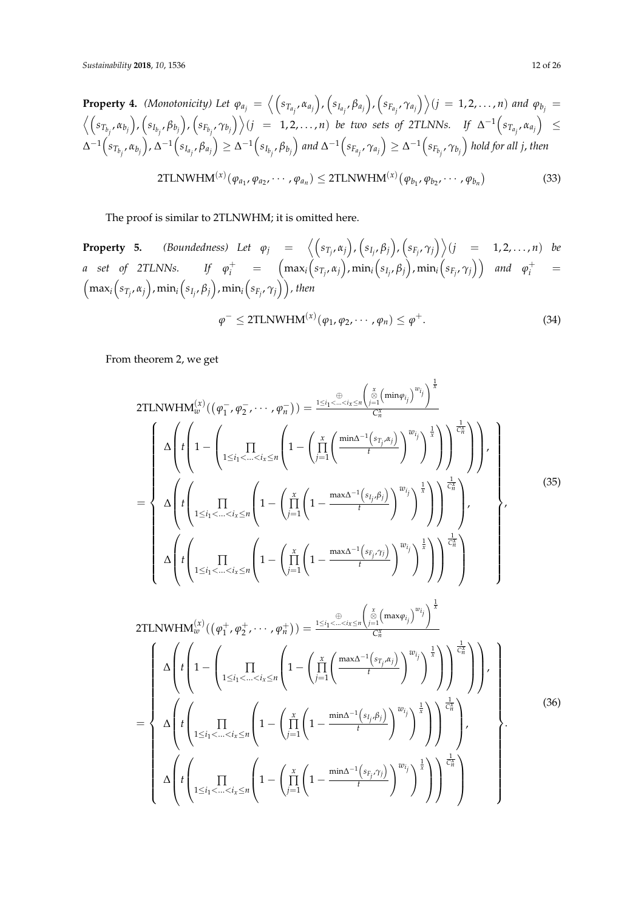**Property 4.** *(Monotonicity) Let* $\varphi_{a_j} = \left\langle \left(s_{T_{a_j}}, \alpha_{a_j}\right), \left(s_{I_{a_j}}, \beta_{a_j}\right), \left(s_{F_{a_j}}, \gamma_{a_j}\right) \right\rangle (j = 1, 2, \ldots, n)$ *and* $\varphi_{b_j} = \left\langle \left(s_{T_{b_j}}, \alpha_{b_j}\right), \left(s_{I_{b_j}}, \beta_{b_j}\right), \left(s_{F_{b_j}}, \gamma_{b_j}\right) \right\rangle (j = 1, 2, \ldots, n)$ *be two sets of 2TLNNs. If* $\Delta^{-1}\left(s_{T_{a_j}}, \alpha_{a_j}\right) \leq \Delta^{-1}\left(s_{T_{b_j}}, \alpha_{b_j}\right)$, $\Delta^{-1}\left(s_{I_{a_j}}, \beta_{a_j}\right) \geq \Delta^{-1}\left(s_{I_{b_j}}, \beta_{b_j}\right)$ *and* $\Delta^{-1}\left(s_{F_{a_j}}, \gamma_{a_j}\right) \geq \Delta^{-1}\left(s_{F_{b_j}}, \gamma_{b_j}\right)$ *hold for all j, then*

$$\text{2TLNWHM}^{(x)}(\varphi_{a_1}, \varphi_{a_2}, \cdots, \varphi_{a_n}) \leq \text{2TLNWHM}^{(x)}(\varphi_{b_1}, \varphi_{b_2}, \cdots, \varphi_{b_n}) \tag{33}$$

The proof is similar to 2TLNWHM; it is omitted here.

**Property 5.** *(Boundedness) Let* $\varphi_j = \left\langle \left(s_{T_j}, \alpha_j\right), \left(s_{I_j}, \beta_j\right), \left(s_{F_j}, \gamma_j\right) \right\rangle (j = 1, 2, \ldots, n)$ *be a set of 2TLNNs. If* $\varphi_i^+ = \left(\max_i\left(s_{T_j}, \alpha_j\right), \min_i\left(s_{I_j}, \beta_j\right), \min_i\left(s_{F_j}, \gamma_j\right)\right)$ *and* $\varphi_i^+ = \left(\max_i\left(s_{T_j}, \alpha_j\right), \min_i\left(s_{I_j}, \beta_j\right), \min_i\left(s_{F_j}, \gamma_j\right)\right)$, *then*

$$\varphi^- \leq \text{2TLNWHM}^{(x)}(\varphi_1, \varphi_2, \cdots, \varphi_n) \leq \varphi^+. \tag{34}$$

From theorem 2, we get

$$\text{2TLNWHM}_w^{(x)}\left(\left(\varphi_1^-, \varphi_2^-, \cdots, \varphi_n^-\right)\right) = \frac{\underset{1 \leq i_1 < \ldots < i_x \leq n}{\oplus} \left( \overset{x}{\underset{j=1}{\otimes}} \left(\min \varphi_{i_j}\right)^{w_{i_j}} \right)^{\frac{1}{x}}}{C_n^x}$$
$$= \left\{ \begin{array}{l} \Delta\left( t\left( 1 - \left( \prod\limits_{1 \leq i_1 < \ldots < i_x \leq n} \left( 1 - \left( \prod\limits_{j=1}^{x} \left( \frac{\min \Delta^{-1}\left(s_{T_j}, \alpha_j\right)}{t} \right)^{w_{i_j}} \right)^{\frac{1}{x}} \right) \right)^{\frac{1}{C_n^x}} \right) \right), \\ \Delta\left( t\left( \prod\limits_{1 \leq i_1 < \ldots < i_x \leq n} \left( 1 - \left( \prod\limits_{j=1}^{x} \left( 1 - \frac{\max \Delta^{-1}\left(s_{I_j}, \beta_j\right)}{t} \right)^{w_{i_j}} \right)^{\frac{1}{x}} \right) \right)^{\frac{1}{C_n^x}} \right), \\ \Delta\left( t\left( \prod\limits_{1 \leq i_1 < \ldots < i_x \leq n} \left( 1 - \left( \prod\limits_{j=1}^{x} \left( 1 - \frac{\max \Delta^{-1}\left(s_{F_j}, \gamma_j\right)}{t} \right)^{w_{i_j}} \right)^{\frac{1}{x}} \right) \right)^{\frac{1}{C_n^x}} \right) \end{array} \right\}, \tag{35}$$

$$\text{2TLNWHM}_w^{(x)}\left(\left(\varphi_1^+, \varphi_2^+, \cdots, \varphi_n^+\right)\right) = \frac{\underset{1 \leq i_1 < \ldots < i_x \leq n}{\oplus} \left( \overset{x}{\underset{j=1}{\otimes}} \left(\max \varphi_{i_j}\right)^{w_{i_j}} \right)^{\frac{1}{x}}}{C_n^x}$$
$$= \left\{ \begin{array}{l} \Delta\left( t\left( 1 - \left( \prod\limits_{1 \leq i_1 < \ldots < i_x \leq n} \left( 1 - \left( \prod\limits_{j=1}^{x} \left( \frac{\max \Delta^{-1}\left(s_{T_j}, \alpha_j\right)}{t} \right)^{w_{i_j}} \right)^{\frac{1}{x}} \right) \right)^{\frac{1}{C_n^x}} \right) \right), \\ \Delta\left( t\left( \prod\limits_{1 \leq i_1 < \ldots < i_x \leq n} \left( 1 - \left( \prod\limits_{j=1}^{x} \left( 1 - \frac{\min \Delta^{-1}\left(s_{I_j}, \beta_j\right)}{t} \right)^{w_{i_j}} \right)^{\frac{1}{x}} \right) \right)^{\frac{1}{C_n^x}} \right), \\ \Delta\left( t\left( \prod\limits_{1 \leq i_1 < \ldots < i_x \leq n} \left( 1 - \left( \prod\limits_{j=1}^{x} \left( 1 - \frac{\min \Delta^{-1}\left(s_{F_j}, \gamma_j\right)}{t} \right)^{w_{i_j}} \right)^{\frac{1}{x}} \right) \right)^{\frac{1}{C_n^x}} \right) \end{array} \right\}. \tag{36}$$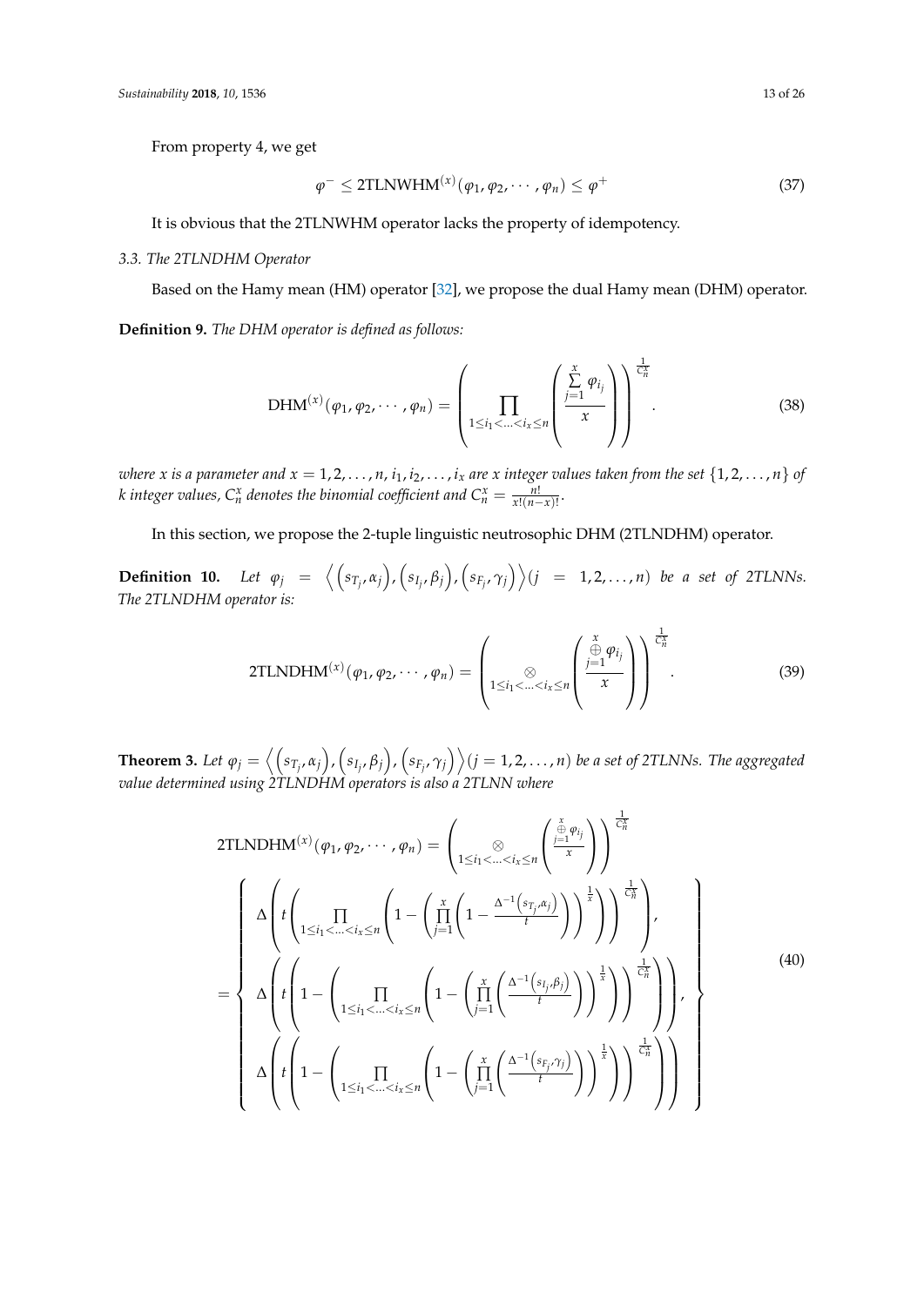From property 4, we get

$$\varphi^{-} \leq \text{2TLNWHM}^{(x)}(\varphi_1, \varphi_2, \cdots, \varphi_n) \leq \varphi^{+} \tag{37}$$

It is obvious that the 2TLNWHM operator lacks the property of idempotency.

### 3.3. The 2TLNDHM Operator

Based on the Hamy mean (HM) operator [32], we propose the dual Hamy mean (DHM) operator.

**Definition 9.** *The DHM operator is defined as follows:*

$$\text{DHM}^{(x)}(\varphi_1, \varphi_2, \cdots, \varphi_n) = \left( \prod_{1 \leq i_1 < \ldots < i_x \leq n} \left( \frac{\sum_{j=1}^{x} \varphi_{i_j}}{x} \right) \right)^{\frac{1}{C_n^x}}. \tag{38}$$

*where $x$ is a parameter and $x = 1, 2, \ldots, n$, $i_1, i_2, \ldots, i_x$ are $x$ integer values taken from the set $\{1, 2, \ldots, n\}$ of $k$ integer values, $C_n^x$ denotes the binomial coefficient and $C_n^x = \frac{n!}{x!(n-x)!}$.*

In this section, we propose the 2-tuple linguistic neutrosophic DHM (2TLNDHM) operator.

**Definition 10.** *Let $\varphi_j = \left\langle \left(s_{T_j}, \alpha_j\right), \left(s_{I_j}, \beta_j\right), \left(s_{F_j}, \gamma_j\right) \right\rangle (j = 1, 2, \ldots, n)$ be a set of 2TLNNs. The 2TLNDHM operator is:*

$$\text{2TLNDHM}^{(x)}(\varphi_1, \varphi_2, \cdots, \varphi_n) = \left( \underset{1 \leq i_1 < \ldots < i_x \leq n}{\otimes} \left( \frac{\overset{x}{\underset{j=1}{\oplus}} \varphi_{i_j}}{x} \right) \right)^{\frac{1}{C_n^x}}. \tag{39}$$

**Theorem 3.** *Let $\varphi_j = \left\langle \left(s_{T_j}, \alpha_j\right), \left(s_{I_j}, \beta_j\right), \left(s_{F_j}, \gamma_j\right) \right\rangle (j = 1, 2, \ldots, n)$ be a set of 2TLNNs. The aggregated value determined using 2TLNDHM operators is also a 2TLNN where*

$$\begin{aligned}
&\text{2TLNDHM}^{(x)}(\varphi_1, \varphi_2, \cdots, \varphi_n) = \left( \underset{1 \leq i_1 < \ldots < i_x \leq n}{\otimes} \left( \frac{\overset{x}{\underset{j=1}{\oplus}} \varphi_{i_j}}{x} \right) \right)^{\frac{1}{C_n^x}} \\
&= \left\{ \begin{array}{l}
\Delta\left( t \left( \prod_{1 \leq i_1 < \ldots < i_x \leq n} \left( 1 - \left( \prod_{j=1}^{x} \left( 1 - \frac{\Delta^{-1}\left(s_{T_j}, \alpha_j\right)}{t} \right) \right)^{\frac{1}{x}} \right) \right)^{\frac{1}{C_n^x}} \right), \\
\Delta\left( t \left( 1 - \left( \prod_{1 \leq i_1 < \ldots < i_x \leq n} \left( 1 - \left( \prod_{j=1}^{x} \left( \frac{\Delta^{-1}\left(s_{I_j}, \beta_j\right)}{t} \right) \right)^{\frac{1}{x}} \right) \right)^{\frac{1}{C_n^x}} \right) \right), \\
\Delta\left( t \left( 1 - \left( \prod_{1 \leq i_1 < \ldots < i_x \leq n} \left( 1 - \left( \prod_{j=1}^{x} \left( \frac{\Delta^{-1}\left(s_{F_j}, \gamma_j\right)}{t} \right) \right)^{\frac{1}{x}} \right) \right)^{\frac{1}{C_n^x}} \right) \right)
\end{array} \right\}
\end{aligned} \tag{40}$$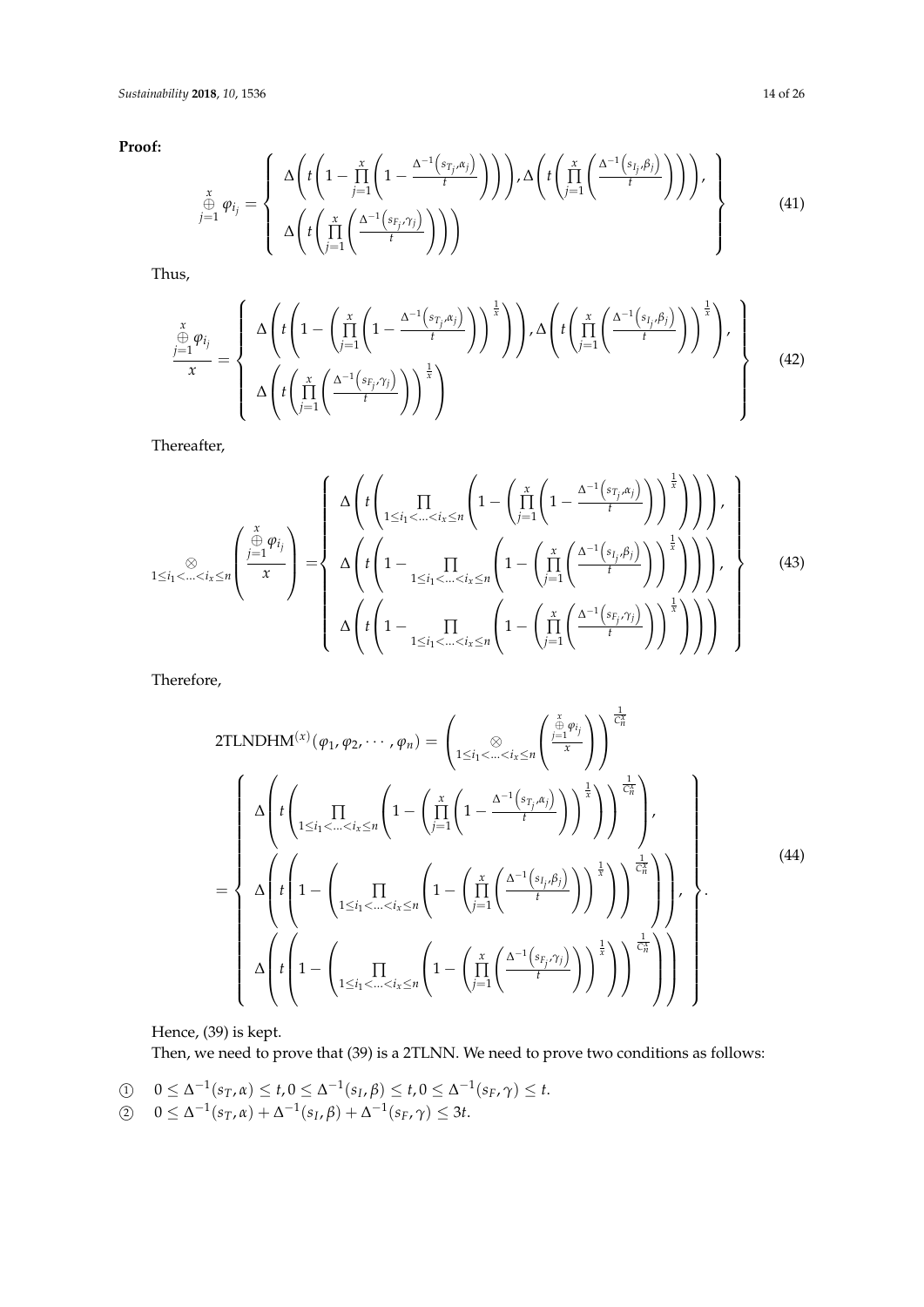**Proof:**

$$\overset{x}{\underset{j=1}{\oplus}} \varphi_{i_j} = \left\{ \begin{array}{l} \Delta\left(t\left(1-\prod_{j=1}^{x}\left(1-\frac{\Delta^{-1}\left(s_{T_j},\alpha_j\right)}{t}\right)\right)\right), \Delta\left(t\left(\prod_{j=1}^{x}\left(\frac{\Delta^{-1}\left(s_{I_j},\beta_j\right)}{t}\right)\right)\right), \\ \Delta\left(t\left(\prod_{j=1}^{x}\left(\frac{\Delta^{-1}\left(s_{F_j},\gamma_j\right)}{t}\right)\right)\right) \end{array} \right\} \tag{41}$$

Thus,

$$\frac{\overset{x}{\underset{j=1}{\oplus}} \varphi_{i_j}}{x} = \left\{ \begin{array}{l} \Delta\left(t\left(1-\left(\prod_{j=1}^{x}\left(1-\frac{\Delta^{-1}\left(s_{T_j},\alpha_j\right)}{t}\right)\right)^{\frac{1}{x}}\right)\right), \Delta\left(t\left(\prod_{j=1}^{x}\left(\frac{\Delta^{-1}\left(s_{I_j},\beta_j\right)}{t}\right)\right)^{\frac{1}{x}}\right), \\ \Delta\left(t\left(\prod_{j=1}^{x}\left(\frac{\Delta^{-1}\left(s_{F_j},\gamma_j\right)}{t}\right)\right)^{\frac{1}{x}}\right) \end{array} \right\} \tag{42}$$

Thereafter,

$$\underset{1\le i_1<\ldots<i_x\le n}{\otimes}\left(\frac{\overset{x}{\underset{j=1}{\oplus}} \varphi_{i_j}}{x}\right) = \left\{ \begin{array}{l} \Delta\left(t\left(\prod_{1\le i_1<\ldots<i_x\le n}\left(1-\left(\prod_{j=1}^{x}\left(1-\frac{\Delta^{-1}\left(s_{T_j},\alpha_j\right)}{t}\right)\right)^{\frac{1}{x}}\right)\right)\right), \\ \Delta\left(t\left(1-\prod_{1\le i_1<\ldots<i_x\le n}\left(1-\left(\prod_{j=1}^{x}\left(\frac{\Delta^{-1}\left(s_{I_j},\beta_j\right)}{t}\right)\right)^{\frac{1}{x}}\right)\right)\right), \\ \Delta\left(t\left(1-\prod_{1\le i_1<\ldots<i_x\le n}\left(1-\left(\prod_{j=1}^{x}\left(\frac{\Delta^{-1}\left(s_{F_j},\gamma_j\right)}{t}\right)\right)^{\frac{1}{x}}\right)\right)\right) \end{array} \right\} \tag{43}$$

Therefore,

$$\begin{array}{l} \text{2TLNDHM}^{(x)}(\varphi_1,\varphi_2,\cdots,\varphi_n) = \left(\underset{1\le i_1<\ldots<i_x\le n}{\otimes}\left(\frac{\overset{x}{\underset{j=1}{\oplus}} \varphi_{i_j}}{x}\right)\right)^{\frac{1}{C_n^x}} \\ = \left\{ \begin{array}{l} \Delta\left(t\left(\prod_{1\le i_1<\ldots<i_x\le n}\left(1-\left(\prod_{j=1}^{x}\left(1-\frac{\Delta^{-1}\left(s_{T_j},\alpha_j\right)}{t}\right)\right)^{\frac{1}{x}}\right)\right)^{\frac{1}{C_n^x}}\right), \\ \Delta\left(t\left(1-\left(\prod_{1\le i_1<\ldots<i_x\le n}\left(1-\left(\prod_{j=1}^{x}\left(\frac{\Delta^{-1}\left(s_{I_j},\beta_j\right)}{t}\right)\right)^{\frac{1}{x}}\right)\right)^{\frac{1}{C_n^x}}\right)\right), \\ \Delta\left(t\left(1-\left(\prod_{1\le i_1<\ldots<i_x\le n}\left(1-\left(\prod_{j=1}^{x}\left(\frac{\Delta^{-1}\left(s_{F_j},\gamma_j\right)}{t}\right)\right)^{\frac{1}{x}}\right)\right)^{\frac{1}{C_n^x}}\right)\right) \end{array} \right\}. \end{array} \tag{44}$$

Hence, (39) is kept.

Then, we need to prove that (39) is a 2TLNN. We need to prove two conditions as follows:

① $0 \le \Delta^{-1}(s_T,\alpha) \le t, 0 \le \Delta^{-1}(s_I,\beta) \le t, 0 \le \Delta^{-1}(s_F,\gamma) \le t.$

② $0 \le \Delta^{-1}(s_T,\alpha) + \Delta^{-1}(s_I,\beta) + \Delta^{-1}(s_F,\gamma) \le 3t.$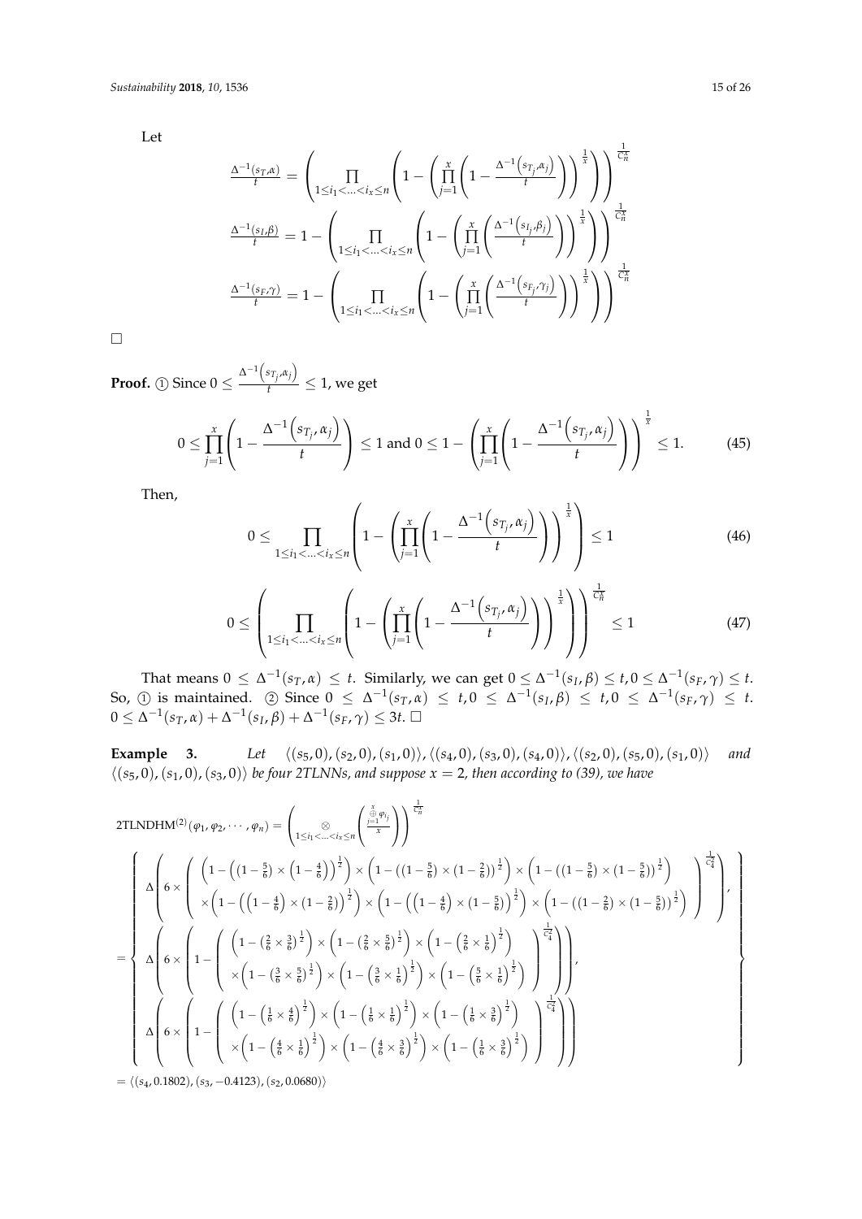Let

$$\frac{\Delta^{-1}(s_T,\alpha)}{t} = \left(\prod_{1\le i_1<\ldots<i_x\le n}\left(1-\left(\prod_{j=1}^{x}\left(1-\frac{\Delta^{-1}\left(s_{T_j},\alpha_j\right)}{t}\right)\right)^{\frac{1}{x}}\right)\right)^{\frac{1}{C_n^x}}$$

$$\frac{\Delta^{-1}(s_I,\beta)}{t} = 1-\left(\prod_{1\le i_1<\ldots<i_x\le n}\left(1-\left(\prod_{j=1}^{x}\left(\frac{\Delta^{-1}\left(s_{I_j},\beta_j\right)}{t}\right)\right)^{\frac{1}{x}}\right)\right)^{\frac{1}{C_n^x}}$$

$$\frac{\Delta^{-1}(s_F,\gamma)}{t} = 1-\left(\prod_{1\le i_1<\ldots<i_x\le n}\left(1-\left(\prod_{j=1}^{x}\left(\frac{\Delta^{-1}\left(s_{F_j},\gamma_j\right)}{t}\right)\right)^{\frac{1}{x}}\right)\right)^{\frac{1}{C_n^x}}$$

□

**Proof.** ① Since $0 \le \frac{\Delta^{-1}\left(s_{T_j},\alpha_j\right)}{t} \le 1$, we get

$$0 \le \prod_{j=1}^{x}\left(1-\frac{\Delta^{-1}\left(s_{T_j},\alpha_j\right)}{t}\right) \le 1 \text{ and } 0 \le 1-\left(\prod_{j=1}^{x}\left(1-\frac{\Delta^{-1}\left(s_{T_j},\alpha_j\right)}{t}\right)\right)^{\frac{1}{x}} \le 1. \tag{45}$$

Then,

$$0 \le \prod_{1\le i_1<\ldots<i_x\le n}\left(1-\left(\prod_{j=1}^{x}\left(1-\frac{\Delta^{-1}\left(s_{T_j},\alpha_j\right)}{t}\right)\right)^{\frac{1}{x}}\right) \le 1 \tag{46}$$

$$0 \le \left(\prod_{1\le i_1<\ldots<i_x\le n}\left(1-\left(\prod_{j=1}^{x}\left(1-\frac{\Delta^{-1}\left(s_{T_j},\alpha_j\right)}{t}\right)\right)^{\frac{1}{x}}\right)\right)^{\frac{1}{C_n^x}} \le 1 \tag{47}$$

That means $0 \le \Delta^{-1}(s_T,\alpha) \le t$. Similarly, we can get $0 \le \Delta^{-1}(s_I,\beta) \le t, 0 \le \Delta^{-1}(s_F,\gamma) \le t$. So, ① is maintained. ② Since $0 \le \Delta^{-1}(s_T,\alpha) \le t, 0 \le \Delta^{-1}(s_I,\beta) \le t, 0 \le \Delta^{-1}(s_F,\gamma) \le t$. $0 \le \Delta^{-1}(s_T,\alpha) + \Delta^{-1}(s_I,\beta) + \Delta^{-1}(s_F,\gamma) \le 3t$. □

**Example 3.** *Let* $\langle(s_5,0),(s_2,0),(s_1,0)\rangle, \langle(s_4,0),(s_3,0),(s_4,0)\rangle, \langle(s_2,0),(s_5,0),(s_1,0)\rangle$ *and* $\langle(s_5,0),(s_1,0),(s_3,0)\rangle$ *be four 2TLNNs, and suppose* $x=2$*, then according to (39), we have*

$$\text{2TLNDHM}^{(2)}(\varphi_1,\varphi_2,\cdots,\varphi_n) = \left(\underset{1\le i_1<\ldots<i_x\le n}{\otimes}\left(\frac{\overset{x}{\underset{j=1}{\oplus}}\varphi_{i_j}}{x}\right)\right)^{\frac{1}{C_n^x}}$$

$$= \left\{\begin{array}{l}
\Delta\left(6\times\left(\begin{array}{l}\left(1-\left(\left(1-\frac{5}{6}\right)\times\left(1-\frac{4}{6}\right)\right)^{\frac{1}{2}}\right)\times\left(1-\left(\left(1-\frac{5}{6}\right)\times\left(1-\frac{2}{6}\right)\right)^{\frac{1}{2}}\right)\times\left(1-\left(\left(1-\frac{5}{6}\right)\times\left(1-\frac{5}{6}\right)\right)^{\frac{1}{2}}\right)\\ \times\left(1-\left(\left(1-\frac{4}{6}\right)\times\left(1-\frac{2}{6}\right)\right)^{\frac{1}{2}}\right)\times\left(1-\left(\left(1-\frac{4}{6}\right)\times\left(1-\frac{5}{6}\right)\right)^{\frac{1}{2}}\right)\times\left(1-\left(\left(1-\frac{2}{6}\right)\times\left(1-\frac{5}{6}\right)\right)^{\frac{1}{2}}\right)\end{array}\right)^{\frac{1}{C_4^2}}\right),\\
\Delta\left(6\times\left(1-\left(\begin{array}{l}\left(1-\left(\frac{2}{6}\times\frac{3}{6}\right)^{\frac{1}{2}}\right)\times\left(1-\left(\frac{2}{6}\times\frac{5}{6}\right)^{\frac{1}{2}}\right)\times\left(1-\left(\frac{2}{6}\times\frac{1}{6}\right)^{\frac{1}{2}}\right)\\ \times\left(1-\left(\frac{3}{6}\times\frac{5}{6}\right)^{\frac{1}{2}}\right)\times\left(1-\left(\frac{3}{6}\times\frac{1}{6}\right)^{\frac{1}{2}}\right)\times\left(1-\left(\frac{5}{6}\times\frac{1}{6}\right)^{\frac{1}{2}}\right)\end{array}\right)^{\frac{1}{C_4^2}}\right)\right),\\
\Delta\left(6\times\left(1-\left(\begin{array}{l}\left(1-\left(\frac{1}{6}\times\frac{4}{6}\right)^{\frac{1}{2}}\right)\times\left(1-\left(\frac{1}{6}\times\frac{1}{6}\right)^{\frac{1}{2}}\right)\times\left(1-\left(\frac{1}{6}\times\frac{3}{6}\right)^{\frac{1}{2}}\right)\\ \times\left(1-\left(\frac{4}{6}\times\frac{1}{6}\right)^{\frac{1}{2}}\right)\times\left(1-\left(\frac{4}{6}\times\frac{3}{6}\right)^{\frac{1}{2}}\right)\times\left(1-\left(\frac{1}{6}\times\frac{3}{6}\right)^{\frac{1}{2}}\right)\end{array}\right)^{\frac{1}{C_4^2}}\right)\right)
\end{array}\right\}$$

$$= \langle(s_4,0.1802),(s_3,-0.4123),(s_2,0.0680)\rangle$$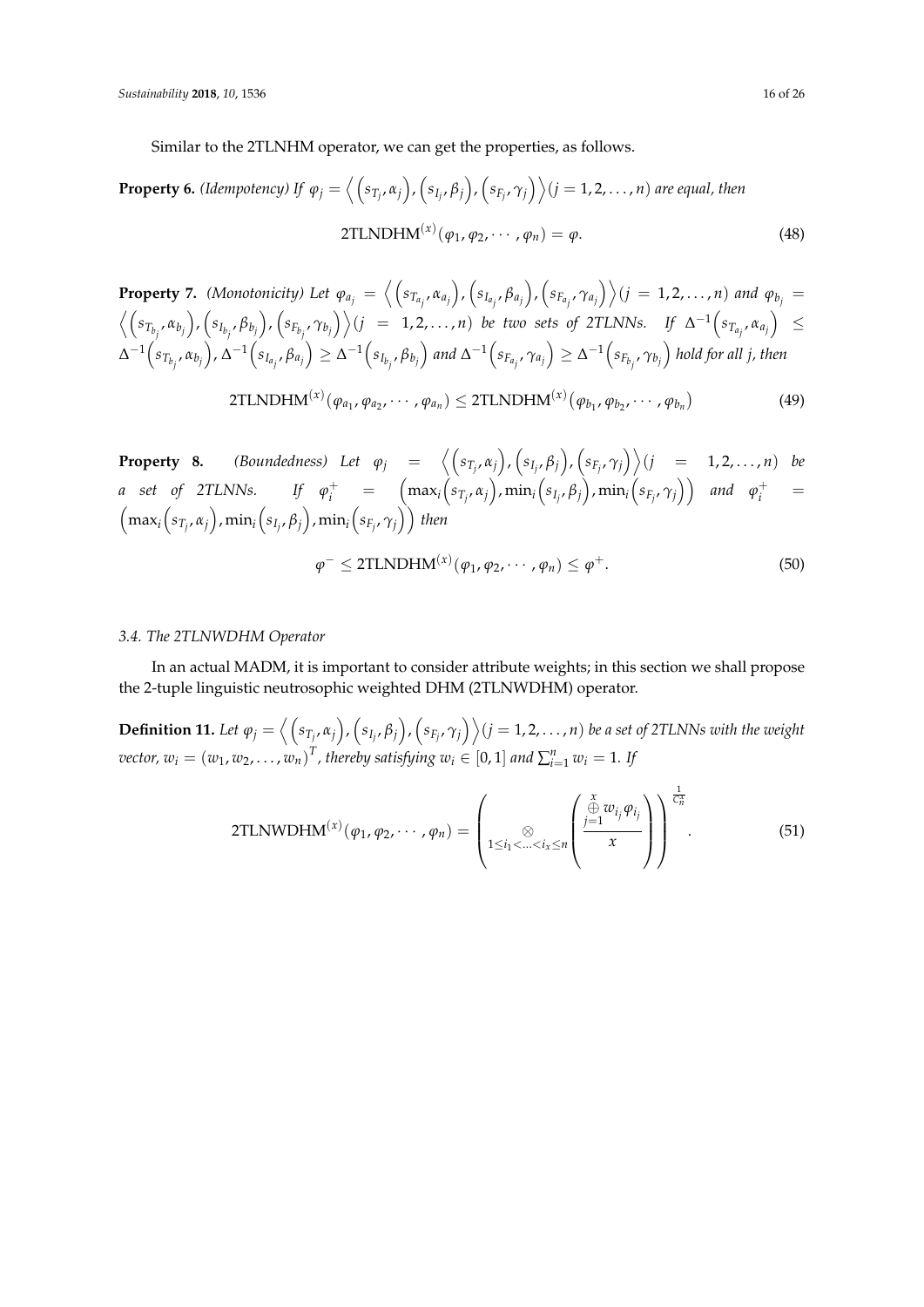Similar to the 2TLNHM operator, we can get the properties, as follows.

**Property 6.** *(Idempotency) If $\varphi_j = \left\langle \left(s_{T_j}, \alpha_j\right), \left(s_{I_j}, \beta_j\right), \left(s_{F_j}, \gamma_j\right) \right\rangle (j = 1, 2, \ldots, n)$ are equal, then*

$$\text{2TLNDHM}^{(x)}(\varphi_1, \varphi_2, \cdots, \varphi_n) = \varphi. \tag{48}$$

**Property 7.** *(Monotonicity) Let $\varphi_{a_j} = \left\langle \left(s_{T_{a_j}}, \alpha_{a_j}\right), \left(s_{I_{a_j}}, \beta_{a_j}\right), \left(s_{F_{a_j}}, \gamma_{a_j}\right) \right\rangle (j = 1, 2, \ldots, n)$ and $\varphi_{b_j} = \left\langle \left(s_{T_{b_j}}, \alpha_{b_j}\right), \left(s_{I_{b_j}}, \beta_{b_j}\right), \left(s_{F_{b_j}}, \gamma_{b_j}\right) \right\rangle (j = 1, 2, \ldots, n)$ be two sets of 2TLNNs. If $\Delta^{-1}\left(s_{T_{a_j}}, \alpha_{a_j}\right) \leq \Delta^{-1}\left(s_{T_{b_j}}, \alpha_{b_j}\right)$, $\Delta^{-1}\left(s_{I_{a_j}}, \beta_{a_j}\right) \geq \Delta^{-1}\left(s_{I_{b_j}}, \beta_{b_j}\right)$ and $\Delta^{-1}\left(s_{F_{a_j}}, \gamma_{a_j}\right) \geq \Delta^{-1}\left(s_{F_{b_j}}, \gamma_{b_j}\right)$ hold for all j, then*

$$\text{2TLNDHM}^{(x)}(\varphi_{a_1}, \varphi_{a_2}, \cdots, \varphi_{a_n}) \leq \text{2TLNDHM}^{(x)}(\varphi_{b_1}, \varphi_{b_2}, \cdots, \varphi_{b_n}) \tag{49}$$

**Property 8.** *(Boundedness) Let $\varphi_j = \left\langle \left(s_{T_j}, \alpha_j\right), \left(s_{I_j}, \beta_j\right), \left(s_{F_j}, \gamma_j\right) \right\rangle (j = 1, 2, \ldots, n)$ be a set of 2TLNNs. If $\varphi_i^+ = \left(\max_i\left(s_{T_j}, \alpha_j\right), \min_i\left(s_{I_j}, \beta_j\right), \min_i\left(s_{F_j}, \gamma_j\right)\right)$ and $\varphi_i^+ = \left(\max_i\left(s_{T_j}, \alpha_j\right), \min_i\left(s_{I_j}, \beta_j\right), \min_i\left(s_{F_j}, \gamma_j\right)\right)$ then*

$$\varphi^- \leq \text{2TLNDHM}^{(x)}(\varphi_1, \varphi_2, \cdots, \varphi_n) \leq \varphi^+. \tag{50}$$

### 3.4. The 2TLNWDHM Operator

In an actual MADM, it is important to consider attribute weights; in this section we shall propose the 2-tuple linguistic neutrosophic weighted DHM (2TLNWDHM) operator.

**Definition 11.** *Let $\varphi_j = \left\langle \left(s_{T_j}, \alpha_j\right), \left(s_{I_j}, \beta_j\right), \left(s_{F_j}, \gamma_j\right) \right\rangle (j = 1, 2, \ldots, n)$ be a set of 2TLNNs with the weight vector, $w_i = (w_1, w_2, \ldots, w_n)^T$, thereby satisfying $w_i \in [0, 1]$ and $\sum_{i=1}^{n} w_i = 1$. If*

$$\text{2TLNWDHM}^{(x)}(\varphi_1, \varphi_2, \cdots, \varphi_n) = \left( \underset{1 \leq i_1 < \ldots < i_x \leq n}{\otimes} \left( \frac{\overset{x}{\underset{j=1}{\oplus}} w_{i_j} \varphi_{i_j}}{x} \right) \right)^{\frac{1}{C_n^x}}. \tag{51}$$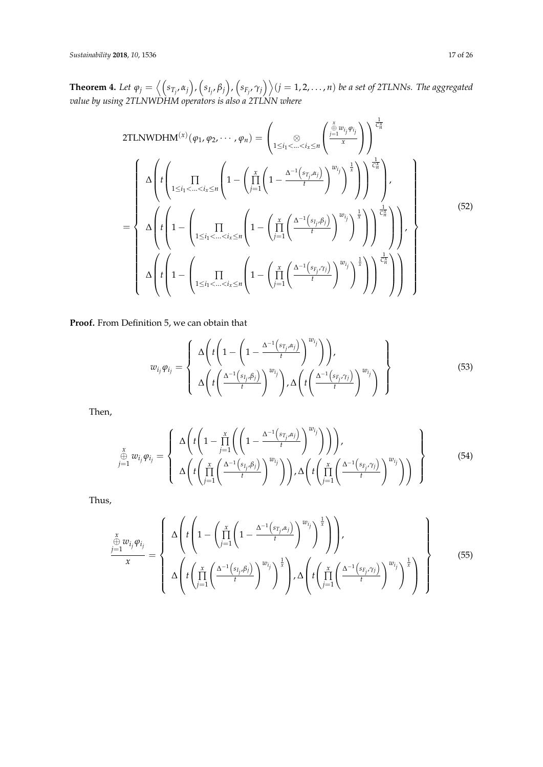**Theorem 4.** *Let $\varphi_j = \left\langle \left(s_{T_j}, \alpha_j\right), \left(s_{I_j}, \beta_j\right), \left(s_{F_j}, \gamma_j\right) \right\rangle (j = 1, 2, \ldots, n)$ be a set of 2TLNNs. The aggregated value by using 2TLNWDHM operators is also a 2TLNN where*

$$
\begin{aligned}
&2\text{TLNWDHM}^{(x)}(\varphi_1, \varphi_2, \cdots, \varphi_n) = \left( \underset{1 \le i_1 < \ldots < i_x \le n}{\otimes} \left( \frac{\overset{x}{\underset{j=1}{\oplus}} w_{i_j} \varphi_{i_j}}{x} \right) \right)^{\frac{1}{C_n^x}} \\
&= \left\{ \begin{array}{l}
\Delta\left( t\left( \prod\limits_{1 \le i_1 < \ldots < i_x \le n} \left( 1 - \left( \prod\limits_{j=1}^{x} \left( 1 - \frac{\Delta^{-1}\left(s_{T_j}, \alpha_j\right)}{t} \right)^{w_{i_j}} \right)^{\frac{1}{x}} \right) \right)^{\frac{1}{C_n^x}} \right), \\
\Delta\left( t\left( 1 - \left( \prod\limits_{1 \le i_1 < \ldots < i_x \le n} \left( 1 - \left( \prod\limits_{j=1}^{x} \left( \frac{\Delta^{-1}\left(s_{I_j}, \beta_j\right)}{t} \right)^{w_{i_j}} \right)^{\frac{1}{x}} \right) \right)^{\frac{1}{C_n^x}} \right) \right), \\
\Delta\left( t\left( 1 - \left( \prod\limits_{1 \le i_1 < \ldots < i_x \le n} \left( 1 - \left( \prod\limits_{j=1}^{x} \left( \frac{\Delta^{-1}\left(s_{F_j}, \gamma_j\right)}{t} \right)^{w_{i_j}} \right)^{\frac{1}{x}} \right) \right)^{\frac{1}{C_n^x}} \right) \right)
\end{array} \right\}
\end{aligned}
\tag{52}
$$

**Proof.** From Definition 5, we can obtain that

$$
w_{i_j} \varphi_{i_j} = \left\{ \begin{array}{l}
\Delta\left( t\left( 1 - \left( 1 - \frac{\Delta^{-1}\left(s_{T_j}, \alpha_j\right)}{t} \right)^{w_{i_j}} \right) \right), \\
\Delta\left( t\left( \frac{\Delta^{-1}\left(s_{I_j}, \beta_j\right)}{t} \right)^{w_{i_j}} \right), \Delta\left( t\left( \frac{\Delta^{-1}\left(s_{F_j}, \gamma_j\right)}{t} \right)^{w_{i_j}} \right)
\end{array} \right\}
\tag{53}
$$

Then,

$$
\overset{x}{\underset{j=1}{\oplus}} w_{i_j} \varphi_{i_j} = \left\{ \begin{array}{l}
\Delta\left( t\left( 1 - \prod\limits_{j=1}^{x} \left( \left( 1 - \frac{\Delta^{-1}\left(s_{T_j}, \alpha_j\right)}{t} \right)^{w_{i_j}} \right) \right) \right), \\
\Delta\left( t\left( \prod\limits_{j=1}^{x} \left( \frac{\Delta^{-1}\left(s_{I_j}, \beta_j\right)}{t} \right)^{w_{i_j}} \right) \right), \Delta\left( t\left( \prod\limits_{j=1}^{x} \left( \frac{\Delta^{-1}\left(s_{F_j}, \gamma_j\right)}{t} \right)^{w_{i_j}} \right) \right)
\end{array} \right\}
\tag{54}
$$

Thus,

$$
\frac{\overset{x}{\underset{j=1}{\oplus}} w_{i_j} \varphi_{i_j}}{x} = \left\{ \begin{array}{l}
\Delta\left( t\left( 1 - \left( \prod\limits_{j=1}^{x} \left( 1 - \frac{\Delta^{-1}\left(s_{T_j}, \alpha_j\right)}{t} \right)^{w_{i_j}} \right)^{\frac{1}{x}} \right) \right), \\
\Delta\left( t\left( \prod\limits_{j=1}^{x} \left( \frac{\Delta^{-1}\left(s_{I_j}, \beta_j\right)}{t} \right)^{w_{i_j}} \right)^{\frac{1}{x}} \right), \Delta\left( t\left( \prod\limits_{j=1}^{x} \left( \frac{\Delta^{-1}\left(s_{F_j}, \gamma_j\right)}{t} \right)^{w_{i_j}} \right)^{\frac{1}{x}} \right)
\end{array} \right\}
\tag{55}
$$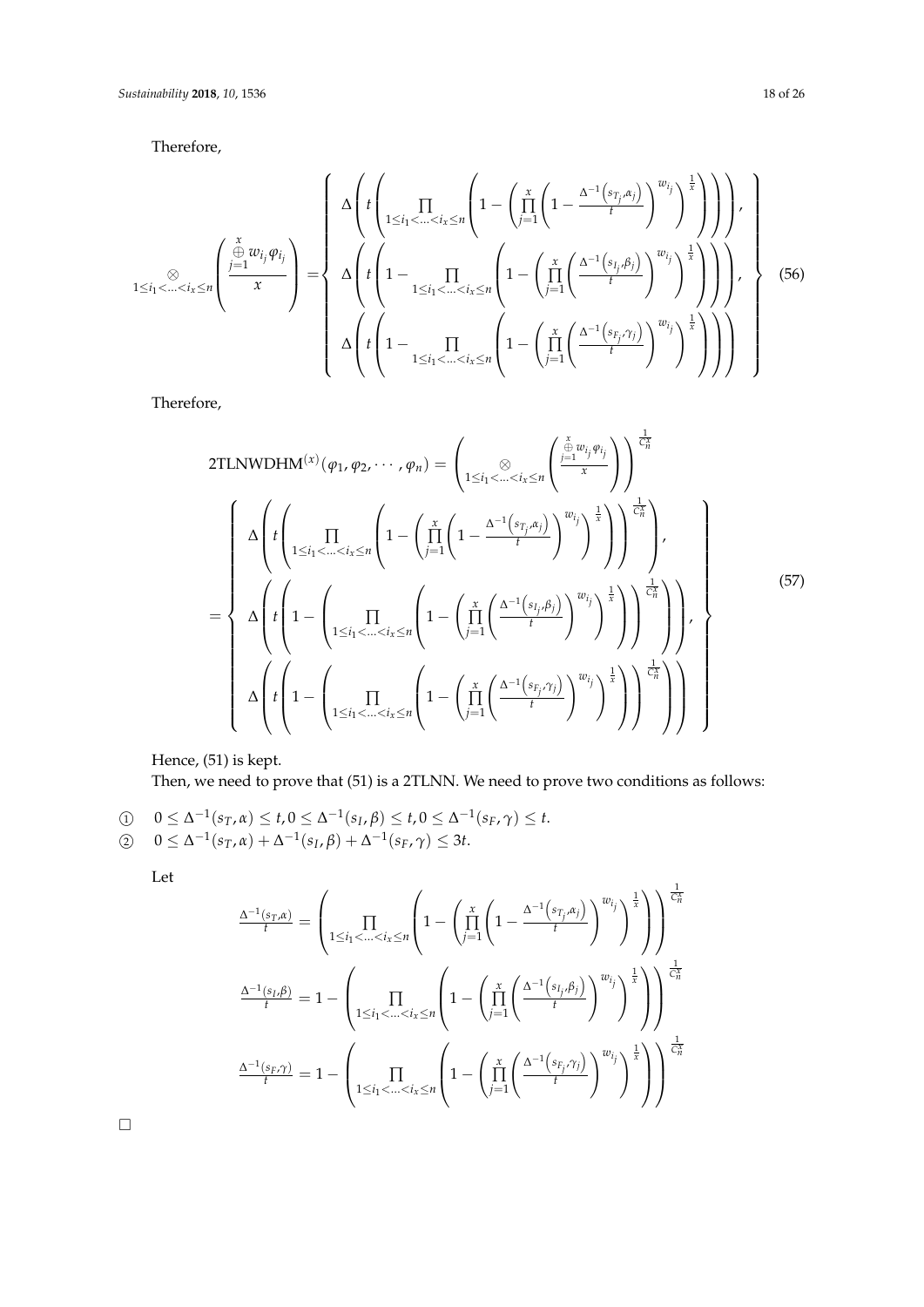Therefore,

$$\underset{1\le i_1<\ldots<i_x\le n}{\otimes}\left(\frac{\overset{x}{\underset{j=1}{\oplus}} w_{i_j}\varphi_{i_j}}{x}\right)=\left\{\begin{array}{l}\Delta\left(t\left(\prod\limits_{1\le i_1<\ldots<i_x\le n}\left(1-\left(\prod\limits_{j=1}^{x}\left(1-\frac{\Delta^{-1}\left(s_{T_j},\alpha_j\right)}{t}\right)^{w_{i_j}}\right)^{\frac{1}{x}}\right)\right)\right),\\ \Delta\left(t\left(1-\prod\limits_{1\le i_1<\ldots<i_x\le n}\left(1-\left(\prod\limits_{j=1}^{x}\left(\frac{\Delta^{-1}\left(s_{I_j},\beta_j\right)}{t}\right)^{w_{i_j}}\right)^{\frac{1}{x}}\right)\right)\right),\\ \Delta\left(t\left(1-\prod\limits_{1\le i_1<\ldots<i_x\le n}\left(1-\left(\prod\limits_{j=1}^{x}\left(\frac{\Delta^{-1}\left(s_{F_j},\gamma_j\right)}{t}\right)^{w_{i_j}}\right)^{\frac{1}{x}}\right)\right)\right)\end{array}\right\} \quad (56)$$

Therefore,

$$\begin{array}{l}\text{2TLNWDHM}^{(x)}(\varphi_1,\varphi_2,\cdots,\varphi_n)=\left(\underset{1\le i_1<\ldots<i_x\le n}{\otimes}\left(\frac{\overset{x}{\underset{j=1}{\oplus}} w_{i_j}\varphi_{i_j}}{x}\right)\right)^{\frac{1}{C_n^x}}\\ =\left\{\begin{array}{l}\Delta\left(t\left(\prod\limits_{1\le i_1<\ldots<i_x\le n}\left(1-\left(\prod\limits_{j=1}^{x}\left(1-\frac{\Delta^{-1}\left(s_{T_j},\alpha_j\right)}{t}\right)^{w_{i_j}}\right)^{\frac{1}{x}}\right)\right)^{\frac{1}{C_n^x}}\right),\\ \Delta\left(t\left(1-\left(\prod\limits_{1\le i_1<\ldots<i_x\le n}\left(1-\left(\prod\limits_{j=1}^{x}\left(\frac{\Delta^{-1}\left(s_{I_j},\beta_j\right)}{t}\right)^{w_{i_j}}\right)^{\frac{1}{x}}\right)\right)^{\frac{1}{C_n^x}}\right)\right),\\ \Delta\left(t\left(1-\left(\prod\limits_{1\le i_1<\ldots<i_x\le n}\left(1-\left(\prod\limits_{j=1}^{x}\left(\frac{\Delta^{-1}\left(s_{F_j},\gamma_j\right)}{t}\right)^{w_{i_j}}\right)^{\frac{1}{x}}\right)\right)^{\frac{1}{C_n^x}}\right)\right)\end{array}\right\}\end{array} \quad (57)$$

Hence, (51) is kept.

Then, we need to prove that (51) is a 2TLNN. We need to prove two conditions as follows:

① $0\le\Delta^{-1}(s_T,\alpha)\le t, 0\le\Delta^{-1}(s_I,\beta)\le t, 0\le\Delta^{-1}(s_F,\gamma)\le t.$

② $0\le\Delta^{-1}(s_T,\alpha)+\Delta^{-1}(s_I,\beta)+\Delta^{-1}(s_F,\gamma)\le 3t.$

Let

$$\frac{\Delta^{-1}(s_T,\alpha)}{t}=\left(\prod_{1\le i_1<\ldots<i_x\le n}\left(1-\left(\prod_{j=1}^{x}\left(1-\frac{\Delta^{-1}\left(s_{T_j},\alpha_j\right)}{t}\right)^{w_{i_j}}\right)^{\frac{1}{x}}\right)\right)^{\frac{1}{C_n^x}}$$

$$\frac{\Delta^{-1}(s_I,\beta)}{t}=1-\left(\prod_{1\le i_1<\ldots<i_x\le n}\left(1-\left(\prod_{j=1}^{x}\left(\frac{\Delta^{-1}\left(s_{I_j},\beta_j\right)}{t}\right)^{w_{i_j}}\right)^{\frac{1}{x}}\right)\right)^{\frac{1}{C_n^x}}$$

$$\frac{\Delta^{-1}(s_F,\gamma)}{t}=1-\left(\prod_{1\le i_1<\ldots<i_x\le n}\left(1-\left(\prod_{j=1}^{x}\left(\frac{\Delta^{-1}\left(s_{F_j},\gamma_j\right)}{t}\right)^{w_{i_j}}\right)^{\frac{1}{x}}\right)\right)^{\frac{1}{C_n^x}}$$

□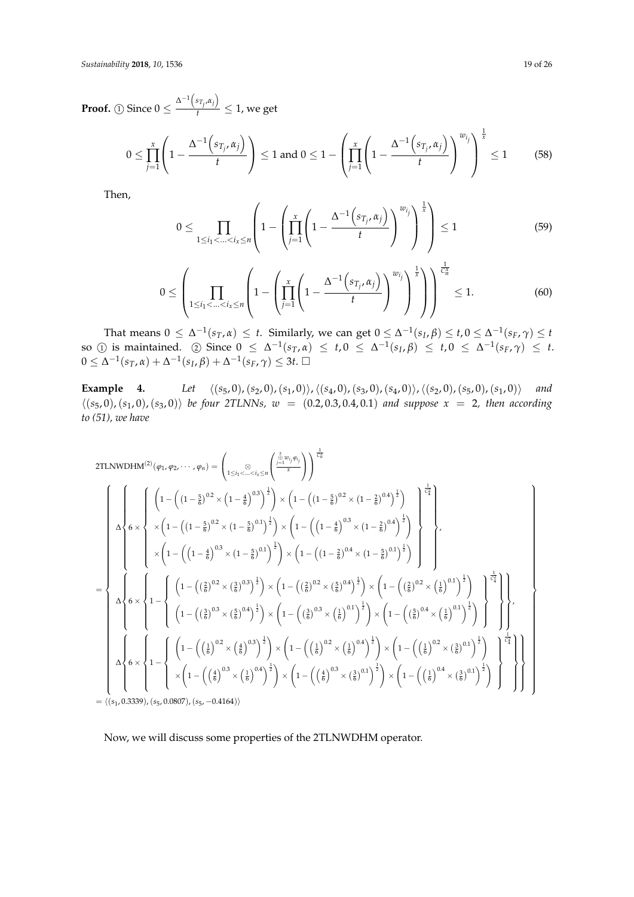**Proof.** ① Since $0 \le \frac{\Delta^{-1}\left(s_{T_j}, \alpha_j\right)}{t} \le 1$, we get

$$0 \le \prod_{j=1}^{x}\left(1 - \frac{\Delta^{-1}\left(s_{T_j}, \alpha_j\right)}{t}\right) \le 1 \text{ and } 0 \le 1 - \left(\prod_{j=1}^{x}\left(1 - \frac{\Delta^{-1}\left(s_{T_j}, \alpha_j\right)}{t}\right)^{w_{i_j}}\right)^{\frac{1}{x}} \le 1 \tag{58}$$

Then,

$$0 \le \prod_{1 \le i_1 < \ldots < i_x \le n}\left(1 - \left(\prod_{j=1}^{x}\left(1 - \frac{\Delta^{-1}\left(s_{T_j}, \alpha_j\right)}{t}\right)^{w_{i_j}}\right)^{\frac{1}{x}}\right) \le 1 \tag{59}$$

$$0 \le \left(\prod_{1 \le i_1 < \ldots < i_x \le n}\left(1 - \left(\prod_{j=1}^{x}\left(1 - \frac{\Delta^{-1}\left(s_{T_j}, \alpha_j\right)}{t}\right)^{w_{i_j}}\right)^{\frac{1}{x}}\right)\right)^{\frac{1}{C_n^x}} \le 1. \tag{60}$$

That means $0 \le \Delta^{-1}(s_T, \alpha) \le t$. Similarly, we can get $0 \le \Delta^{-1}(s_I, \beta) \le t, 0 \le \Delta^{-1}(s_F, \gamma) \le t$ so ① is maintained. ② Since $0 \le \Delta^{-1}(s_T, \alpha) \le t, 0 \le \Delta^{-1}(s_I, \beta) \le t, 0 \le \Delta^{-1}(s_F, \gamma) \le t$. $0 \le \Delta^{-1}(s_T, \alpha) + \Delta^{-1}(s_I, \beta) + \Delta^{-1}(s_F, \gamma) \le 3t$. □

**Example 4.** *Let* $\langle (s_5, 0), (s_2, 0), (s_1, 0) \rangle, \langle (s_4, 0), (s_3, 0), (s_4, 0) \rangle, \langle (s_2, 0), (s_5, 0), (s_1, 0) \rangle$ *and* $\langle (s_5, 0), (s_1, 0), (s_3, 0) \rangle$ *be four 2TLNNs,* $w = (0.2, 0.3, 0.4, 0.1)$ *and suppose* $x = 2$*, then according to (51), we have*

$$\text{2TLNWDHM}^{(2)}(\varphi_1, \varphi_2, \cdots, \varphi_n) = \left(\bigotimes_{1 \le i_1 < \ldots < i_x \le n}\left(\frac{\bigoplus_{j=1}^{x} w_{i_j}\varphi_{i_j}}{x}\right)\right)^{\frac{1}{C_n^x}}$$

$$= \left\{\begin{array}{l}
\Delta\left\{6 \times \left\{\begin{array}{l}
\left(1 - \left(\left(1-\frac{5}{6}\right)^{0.2} \times \left(1-\frac{4}{6}\right)^{0.3}\right)^{\frac{1}{2}}\right) \times \left(1 - \left(\left(1-\frac{5}{6}\right)^{0.2} \times \left(1-\frac{2}{6}\right)^{0.4}\right)^{\frac{1}{2}}\right) \\
\times \left(1 - \left(\left(1-\frac{5}{6}\right)^{0.2} \times \left(1-\frac{5}{6}\right)^{0.1}\right)^{\frac{1}{2}}\right) \times \left(1 - \left(\left(1-\frac{4}{6}\right)^{0.3} \times \left(1-\frac{2}{6}\right)^{0.4}\right)^{\frac{1}{2}}\right) \\
\times \left(1 - \left(\left(1-\frac{4}{6}\right)^{0.3} \times \left(1-\frac{5}{6}\right)^{0.1}\right)^{\frac{1}{2}}\right) \times \left(1 - \left(\left(1-\frac{2}{6}\right)^{0.4} \times \left(1-\frac{5}{6}\right)^{0.1}\right)^{\frac{1}{2}}\right)
\end{array}\right\}^{\frac{1}{C_4^2}}\right\}, \\
\Delta\left\{6 \times \left\{1 - \left\{\begin{array}{l}
\left(1 - \left(\left(\frac{2}{6}\right)^{0.2} \times \left(\frac{3}{6}\right)^{0.3}\right)^{\frac{1}{2}}\right) \times \left(1 - \left(\left(\frac{2}{6}\right)^{0.2} \times \left(\frac{5}{6}\right)^{0.4}\right)^{\frac{1}{2}}\right) \times \left(1 - \left(\left(\frac{2}{6}\right)^{0.2} \times \left(\frac{1}{6}\right)^{0.1}\right)^{\frac{1}{2}}\right) \\
\left(1 - \left(\left(\frac{3}{6}\right)^{0.3} \times \left(\frac{5}{6}\right)^{0.4}\right)^{\frac{1}{2}}\right) \times \left(1 - \left(\left(\frac{3}{6}\right)^{0.3} \times \left(\frac{1}{6}\right)^{0.1}\right)^{\frac{1}{2}}\right) \times \left(1 - \left(\left(\frac{5}{6}\right)^{0.4} \times \left(\frac{1}{6}\right)^{0.1}\right)^{\frac{1}{2}}\right)
\end{array}\right\}^{\frac{1}{C_4^2}}\right\}\right\}, \\
\Delta\left\{6 \times \left\{1 - \left\{\begin{array}{l}
\left(1 - \left(\left(\frac{1}{6}\right)^{0.2} \times \left(\frac{4}{6}\right)^{0.3}\right)^{\frac{1}{2}}\right) \times \left(1 - \left(\left(\frac{1}{6}\right)^{0.2} \times \left(\frac{1}{6}\right)^{0.4}\right)^{\frac{1}{2}}\right) \times \left(1 - \left(\left(\frac{1}{6}\right)^{0.2} \times \left(\frac{3}{6}\right)^{0.1}\right)^{\frac{1}{2}}\right) \\
\times \left(1 - \left(\left(\frac{4}{6}\right)^{0.3} \times \left(\frac{1}{6}\right)^{0.4}\right)^{\frac{1}{2}}\right) \times \left(1 - \left(\left(\frac{4}{6}\right)^{0.3} \times \left(\frac{3}{6}\right)^{0.1}\right)^{\frac{1}{2}}\right) \times \left(1 - \left(\left(\frac{1}{6}\right)^{0.4} \times \left(\frac{3}{6}\right)^{0.1}\right)^{\frac{1}{2}}\right)
\end{array}\right\}^{\frac{1}{C_4^2}}\right\}\right\}
\end{array}\right\}$$

$$= \langle (s_1, 0.3339), (s_5, 0.0807), (s_5, -0.4164) \rangle$$

Now, we will discuss some properties of the 2TLNWDHM operator.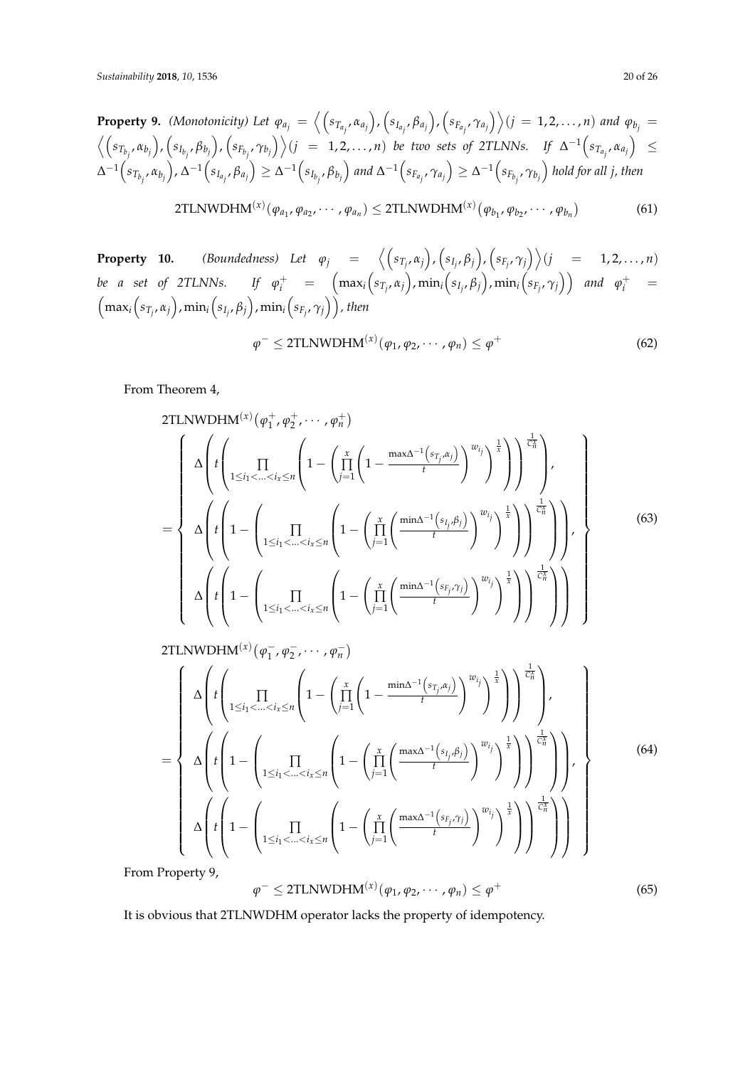**Property 9.** *(Monotonicity) Let* $\varphi_{a_j} = \left\langle \left(s_{T_{a_j}}, \alpha_{a_j}\right), \left(s_{I_{a_j}}, \beta_{a_j}\right), \left(s_{F_{a_j}}, \gamma_{a_j}\right) \right\rangle (j = 1, 2, \ldots, n)$ *and* $\varphi_{b_j} = \left\langle \left(s_{T_{b_j}}, \alpha_{b_j}\right), \left(s_{I_{b_j}}, \beta_{b_j}\right), \left(s_{F_{b_j}}, \gamma_{b_j}\right) \right\rangle (j = 1, 2, \ldots, n)$ *be two sets of 2TLNNs. If* $\Delta^{-1}\left(s_{T_{a_j}}, \alpha_{a_j}\right) \leq \Delta^{-1}\left(s_{T_{b_j}}, \alpha_{b_j}\right)$, $\Delta^{-1}\left(s_{I_{a_j}}, \beta_{a_j}\right) \geq \Delta^{-1}\left(s_{I_{b_j}}, \beta_{b_j}\right)$ *and* $\Delta^{-1}\left(s_{F_{a_j}}, \gamma_{a_j}\right) \geq \Delta^{-1}\left(s_{F_{b_j}}, \gamma_{b_j}\right)$ *hold for all j, then*

$$\text{2TLNWDHM}^{(x)}(\varphi_{a_1}, \varphi_{a_2}, \cdots, \varphi_{a_n}) \leq \text{2TLNWDHM}^{(x)}(\varphi_{b_1}, \varphi_{b_2}, \cdots, \varphi_{b_n}) \tag{61}$$

**Property 10.** *(Boundedness) Let* $\varphi_j = \left\langle \left(s_{T_j}, \alpha_j\right), \left(s_{I_j}, \beta_j\right), \left(s_{F_j}, \gamma_j\right) \right\rangle (j = 1, 2, \ldots, n)$ *be a set of 2TLNNs. If* $\varphi_i^+ = \left(\max_i\left(s_{T_j}, \alpha_j\right), \min_i\left(s_{I_j}, \beta_j\right), \min_i\left(s_{F_j}, \gamma_j\right)\right)$ *and* $\varphi_i^+ = \left(\max_i\left(s_{T_j}, \alpha_j\right), \min_i\left(s_{I_j}, \beta_j\right), \min_i\left(s_{F_j}, \gamma_j\right)\right)$*, then*

$$\varphi^- \leq \text{2TLNWDHM}^{(x)}(\varphi_1, \varphi_2, \cdots, \varphi_n) \leq \varphi^+ \tag{62}$$

From Theorem 4,

$$\begin{aligned}
&\text{2TLNWDHM}^{(x)}(\varphi_1^+, \varphi_2^+, \cdots, \varphi_n^+) \\
&= \left\{ \begin{array}{l}
\Delta\left( t\left( \prod\limits_{1 \leq i_1 < \ldots < i_x \leq n} \left( 1 - \left( \prod\limits_{j=1}^{x} \left( 1 - \frac{\max\Delta^{-1}\left(s_{T_j}, \alpha_j\right)}{t} \right)^{w_{i_j}} \right)^{\frac{1}{x}} \right) \right)^{\frac{1}{C_n^x}} \right), \\
\Delta\left( t\left( 1 - \left( \prod\limits_{1 \leq i_1 < \ldots < i_x \leq n} \left( 1 - \left( \prod\limits_{j=1}^{x} \left( \frac{\min\Delta^{-1}\left(s_{I_j}, \beta_j\right)}{t} \right)^{w_{i_j}} \right)^{\frac{1}{x}} \right) \right)^{\frac{1}{C_n^x}} \right) \right), \\
\Delta\left( t\left( 1 - \left( \prod\limits_{1 \leq i_1 < \ldots < i_x \leq n} \left( 1 - \left( \prod\limits_{j=1}^{x} \left( \frac{\min\Delta^{-1}\left(s_{F_j}, \gamma_j\right)}{t} \right)^{w_{i_j}} \right)^{\frac{1}{x}} \right) \right)^{\frac{1}{C_n^x}} \right) \right)
\end{array} \right\}
\end{aligned} \tag{63}$$

$$\begin{aligned}
&\text{2TLNWDHM}^{(x)}(\varphi_1^-, \varphi_2^-, \cdots, \varphi_n^-) \\
&= \left\{ \begin{array}{l}
\Delta\left( t\left( \prod\limits_{1 \leq i_1 < \ldots < i_x \leq n} \left( 1 - \left( \prod\limits_{j=1}^{x} \left( 1 - \frac{\min\Delta^{-1}\left(s_{T_j}, \alpha_j\right)}{t} \right)^{w_{i_j}} \right)^{\frac{1}{x}} \right) \right)^{\frac{1}{C_n^x}} \right), \\
\Delta\left( t\left( 1 - \left( \prod\limits_{1 \leq i_1 < \ldots < i_x \leq n} \left( 1 - \left( \prod\limits_{j=1}^{x} \left( \frac{\max\Delta^{-1}\left(s_{I_j}, \beta_j\right)}{t} \right)^{w_{i_j}} \right)^{\frac{1}{x}} \right) \right)^{\frac{1}{C_n^x}} \right) \right), \\
\Delta\left( t\left( 1 - \left( \prod\limits_{1 \leq i_1 < \ldots < i_x \leq n} \left( 1 - \left( \prod\limits_{j=1}^{x} \left( \frac{\max\Delta^{-1}\left(s_{F_j}, \gamma_j\right)}{t} \right)^{w_{i_j}} \right)^{\frac{1}{x}} \right) \right)^{\frac{1}{C_n^x}} \right) \right)
\end{array} \right\}
\end{aligned} \tag{64}$$

From Property 9,

$$\varphi^- \leq \text{2TLNWDHM}^{(x)}(\varphi_1, \varphi_2, \cdots, \varphi_n) \leq \varphi^+ \tag{65}$$

It is obvious that 2TLNWDHM operator lacks the property of idempotency.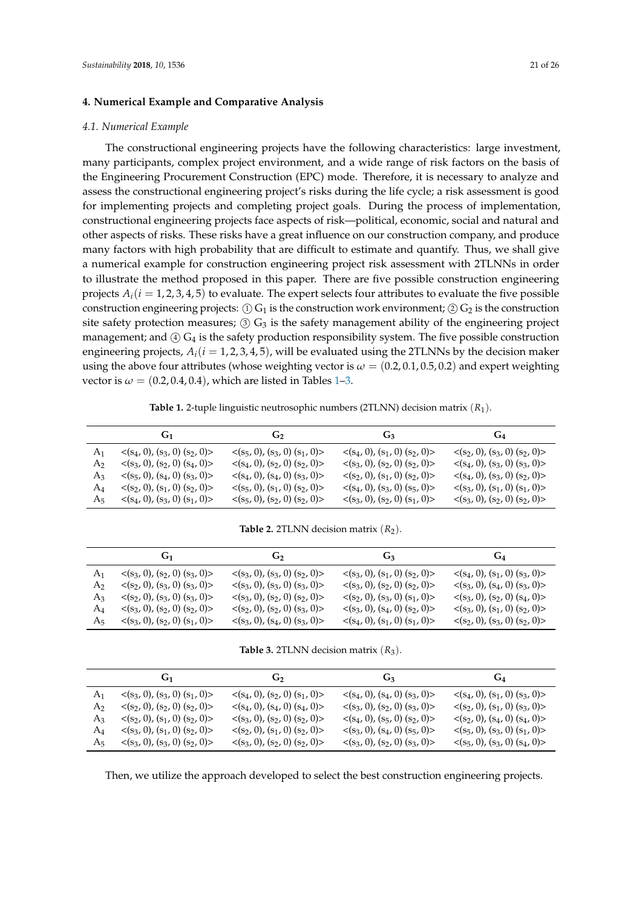## 4. Numerical Example and Comparative Analysis

### *4.1. Numerical Example*

The constructional engineering projects have the following characteristics: large investment, many participants, complex project environment, and a wide range of risk factors on the basis of the Engineering Procurement Construction (EPC) mode. Therefore, it is necessary to analyze and assess the constructional engineering project's risks during the life cycle; a risk assessment is good for implementing projects and completing project goals. During the process of implementation, constructional engineering projects face aspects of risk—political, economic, social and natural and other aspects of risks. These risks have a great influence on our construction company, and produce many factors with high probability that are difficult to estimate and quantify. Thus, we shall give a numerical example for construction engineering project risk assessment with 2TLNNs in order to illustrate the method proposed in this paper. There are five possible construction engineering projects $A_i(i = 1, 2, 3, 4, 5)$ to evaluate. The expert selects four attributes to evaluate the five possible construction engineering projects: ① $G_1$ is the construction work environment; ② $G_2$ is the construction site safety protection measures; ③ $G_3$ is the safety management ability of the engineering project management; and ④ $G_4$ is the safety production responsibility system. The five possible construction engineering projects, $A_i(i = 1, 2, 3, 4, 5)$, will be evaluated using the 2TLNNs by the decision maker using the above four attributes (whose weighting vector is $\omega = (0.2, 0.1, 0.5, 0.2)$ and expert weighting vector is $\omega = (0.2, 0.4, 0.4)$, which are listed in Tables 1–3.

**Table 1.** 2-tuple linguistic neutrosophic numbers (2TLNN) decision matrix $(R_1)$.

| | $G_1$ | $G_2$ | $G_3$ | $G_4$ |
|---|---|---|---|---|
| $A_1$ | <($s_4$, 0), ($s_3$, 0) ($s_2$, 0)> | <($s_5$, 0), ($s_3$, 0) ($s_1$, 0)> | <($s_4$, 0), ($s_1$, 0) ($s_2$, 0)> | <($s_2$, 0), ($s_3$, 0) ($s_2$, 0)> |
| $A_2$ | <($s_3$, 0), ($s_2$, 0) ($s_4$, 0)> | <($s_4$, 0), ($s_2$, 0) ($s_2$, 0)> | <($s_3$, 0), ($s_2$, 0) ($s_2$, 0)> | <($s_4$, 0), ($s_3$, 0) ($s_3$, 0)> |
| $A_3$ | <($s_5$, 0), ($s_4$, 0) ($s_3$, 0)> | <($s_4$, 0), ($s_4$, 0) ($s_3$, 0)> | <($s_2$, 0), ($s_1$, 0) ($s_2$, 0)> | <($s_4$, 0), ($s_3$, 0) ($s_2$, 0)> |
| $A_4$ | <($s_2$, 0), ($s_1$, 0) ($s_2$, 0)> | <($s_5$, 0), ($s_1$, 0) ($s_2$, 0)> | <($s_4$, 0), ($s_3$, 0) ($s_5$, 0)> | <($s_3$, 0), ($s_1$, 0) ($s_1$, 0)> |
| $A_5$ | <($s_4$, 0), ($s_3$, 0) ($s_1$, 0)> | <($s_5$, 0), ($s_2$, 0) ($s_2$, 0)> | <($s_3$, 0), ($s_2$, 0) ($s_1$, 0)> | <($s_3$, 0), ($s_2$, 0) ($s_2$, 0)> |

**Table 2.** 2TLNN decision matrix $(R_2)$.

| | $G_1$ | $G_2$ | $G_3$ | $G_4$ |
|---|---|---|---|---|
| $A_1$ | <($s_3$, 0), ($s_2$, 0) ($s_3$, 0)> | <($s_3$, 0), ($s_3$, 0) ($s_2$, 0)> | <($s_3$, 0), ($s_1$, 0) ($s_2$, 0)> | <($s_4$, 0), ($s_1$, 0) ($s_3$, 0)> |
| $A_2$ | <($s_2$, 0), ($s_3$, 0) ($s_3$, 0)> | <($s_3$, 0), ($s_3$, 0) ($s_3$, 0)> | <($s_3$, 0), ($s_2$, 0) ($s_2$, 0)> | <($s_3$, 0), ($s_4$, 0) ($s_3$, 0)> |
| $A_3$ | <($s_2$, 0), ($s_3$, 0) ($s_3$, 0)> | <($s_3$, 0), ($s_2$, 0) ($s_2$, 0)> | <($s_2$, 0), ($s_3$, 0) ($s_1$, 0)> | <($s_3$, 0), ($s_2$, 0) ($s_4$, 0)> |
| $A_4$ | <($s_3$, 0), ($s_2$, 0) ($s_2$, 0)> | <($s_2$, 0), ($s_2$, 0) ($s_3$, 0)> | <($s_3$, 0), ($s_4$, 0) ($s_2$, 0)> | <($s_3$, 0), ($s_1$, 0) ($s_2$, 0)> |
| $A_5$ | <($s_3$, 0), ($s_2$, 0) ($s_1$, 0)> | <($s_3$, 0), ($s_4$, 0) ($s_3$, 0)> | <($s_4$, 0), ($s_1$, 0) ($s_1$, 0)> | <($s_2$, 0), ($s_3$, 0) ($s_2$, 0)> |

**Table 3.** 2TLNN decision matrix $(R_3)$.

| | $G_1$ | $G_2$ | $G_3$ | $G_4$ |
|---|---|---|---|---|
| $A_1$ | <($s_3$, 0), ($s_3$, 0) ($s_1$, 0)> | <($s_4$, 0), ($s_2$, 0) ($s_1$, 0)> | <($s_4$, 0), ($s_4$, 0) ($s_3$, 0)> | <($s_4$, 0), ($s_1$, 0) ($s_3$, 0)> |
| $A_2$ | <($s_2$, 0), ($s_2$, 0) ($s_2$, 0)> | <($s_4$, 0), ($s_4$, 0) ($s_4$, 0)> | <($s_3$, 0), ($s_2$, 0) ($s_3$, 0)> | <($s_2$, 0), ($s_1$, 0) ($s_3$, 0)> |
| $A_3$ | <($s_2$, 0), ($s_1$, 0) ($s_2$, 0)> | <($s_3$, 0), ($s_2$, 0) ($s_2$, 0)> | <($s_4$, 0), ($s_5$, 0) ($s_2$, 0)> | <($s_2$, 0), ($s_4$, 0) ($s_4$, 0)> |
| $A_4$ | <($s_3$, 0), ($s_1$, 0) ($s_2$, 0)> | <($s_2$, 0), ($s_1$, 0) ($s_2$, 0)> | <($s_3$, 0), ($s_4$, 0) ($s_5$, 0)> | <($s_5$, 0), ($s_3$, 0) ($s_1$, 0)> |
| $A_5$ | <($s_3$, 0), ($s_3$, 0) ($s_2$, 0)> | <($s_3$, 0), ($s_2$, 0) ($s_2$, 0)> | <($s_3$, 0), ($s_2$, 0) ($s_3$, 0)> | <($s_5$, 0), ($s_3$, 0) ($s_4$, 0)> |

Then, we utilize the approach developed to select the best construction engineering projects.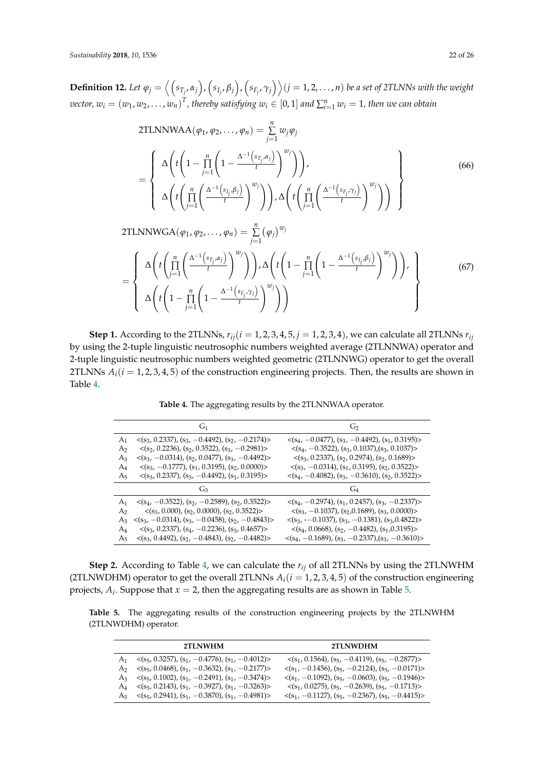**Definition 12.** *Let $\varphi_j = \left\langle \left(s_{T_j}, \alpha_j\right), \left(s_{I_j}, \beta_j\right), \left(s_{F_j}, \gamma_j\right) \right\rangle (j = 1, 2, \ldots, n)$ be a set of 2TLNNs with the weight vector, $w_i = (w_1, w_2, \ldots, w_n)^T$, thereby satisfying $w_i \in [0, 1]$ and $\sum_{i=1}^{n} w_i = 1$, then we can obtain*

$$\text{2TLNNWAA}(\varphi_1, \varphi_2, \ldots, \varphi_n) = \sum_{j=1}^{n} w_j \varphi_j = \left\{ \begin{array}{l} \Delta\left(t\left(1 - \prod_{j=1}^{n}\left(1 - \frac{\Delta^{-1}\left(s_{T_j}, \alpha_j\right)}{t}\right)^{w_j}\right)\right), \\ \Delta\left(t\left(\prod_{j=1}^{n}\left(\frac{\Delta^{-1}\left(s_{I_j}, \beta_j\right)}{t}\right)^{w_j}\right)\right), \Delta\left(t\left(\prod_{j=1}^{n}\left(\frac{\Delta^{-1}\left(s_{F_j}, \gamma_j\right)}{t}\right)^{w_j}\right)\right) \end{array} \right\} \quad (66)$$

$$\text{2TLNNWGA}(\varphi_1, \varphi_2, \ldots, \varphi_n) = \sum_{j=1}^{n} \left(\varphi_j\right)^{w_j} = \left\{ \begin{array}{l} \Delta\left(t\left(\prod_{j=1}^{n}\left(\frac{\Delta^{-1}\left(s_{T_j}, \alpha_j\right)}{t}\right)^{w_j}\right)\right), \Delta\left(t\left(1 - \prod_{j=1}^{n}\left(1 - \frac{\Delta^{-1}\left(s_{I_j}, \beta_j\right)}{t}\right)^{w_j}\right)\right), \\ \Delta\left(t\left(1 - \prod_{j=1}^{n}\left(1 - \frac{\Delta^{-1}\left(s_{F_j}, \gamma_j\right)}{t}\right)^{w_j}\right)\right) \end{array} \right\} \quad (67)$$

**Step 1.** According to the 2TLNNs, $r_{ij}(i = 1, 2, 3, 4, 5, j = 1, 2, 3, 4)$, we can calculate all 2TLNNs $r_{ij}$ by using the 2-tuple linguistic neutrosophic numbers weighted average (2TLNNWA) operator and 2-tuple linguistic neutrosophic numbers weighted geometric (2TLNNWG) operator to get the overall 2TLNNs $A_i(i = 1, 2, 3, 4, 5)$ of the construction engineering projects. Then, the results are shown in Table 4.

**Table 4.** The aggregating results by the 2TLNNWAA operator.

| | $G_1$ | $G_2$ |
|---|---|---|
| $A_1$ | <($s_3$, 0.2337), ($s_3$, −0.4492), ($s_2$, −0.2174)> | <($s_4$, −0.0477), ($s_3$, −0.4492), ($s_1$, 0.3195)> |
| $A_2$ | <($s_2$, 0.2236), ($s_2$, 0.3522), ($s_3$, −0.2981)> | <($s_4$, −0.3522), ($s_3$, 0.1037),($s_3$, 0.1037)> |
| $A_3$ | <($s_3$, −0.0314), ($s_2$, 0.0477), ($s_3$, −0.4492)> | <($s_3$, 0.2337), ($s_2$, 0.2974), ($s_2$, 0.1689)> |
| $A_4$ | <($s_3$, −0.1777), ($s_1$, 0.3195), ($s_2$, 0.0000)> | <($s_3$, −0.0314), ($s_1$, 0.3195), ($s_2$, 0.3522)> |
| $A_5$ | <($s_3$, 0.2337), ($s_3$, −0.4492), ($s_1$, 0.3195)> | <($s_4$, −0.4082), ($s_3$, −0.3610), ($s_2$, 0.3522)> |
| | $G_3$ | $G_4$ |
| $A_1$ | <($s_4$, −0.3522), ($s_2$, −0.2589), ($s_2$, 0.3522)> | <($s_4$, −0.2974), ($s_1$, 0.2457), ($s_3$, −0.2337)> |
| $A_2$ | <($s_3$, 0.000), ($s_2$, 0.0000), ($s_2$, 0.3522)> | <($s_3$, −0.1037), ($s_2$,0.1689), ($s_3$, 0.0000)> |
| $A_3$ | <($s_3$, −0.0314), ($s_3$, −0.0458), ($s_2$, −0.4843)> | <($s_3$, -−0.1037), ($s_3$, −0.1381), ($s_3$,0.4822)> |
| $A_4$ | <($s_3$, 0.2337), ($s_4$, −0.2236), ($s_3$, 0.4657)> | <($s_4$, 0.0668), ($s_2$, −0.4482), ($s_1$,0.3195)> |
| $A_5$ | <($s_3$, 0.4492), ($s_2$, −0.4843), ($s_2$, −0.4482)> | <($s_4$, −0.1689), ($s_3$, −0.2337),($s_3$, −0.3610)> |

**Step 2.** According to Table 4, we can calculate the $r_{ij}$ of all 2TLNNs by using the 2TLNWHM (2TLNWDHM) operator to get the overall 2TLNNs $A_i(i = 1, 2, 3, 4, 5)$ of the construction engineering projects, $A_i$. Suppose that $x = 2$, then the aggregating results are as shown in Table 5.

**Table 5.** The aggregating results of the construction engineering projects by the 2TLNWHM (2TLNWDHM) operator.

| | **2TLNWHM** | **2TLNWDHM** |
|---|---|---|
| $A_1$ | <($s_5$, 0.3257), ($s_1$, −0.4776), ($s_1$, −0.4012)> | <($s_1$, 0.1564), ($s_5$, −0.4119), ($s_5$, −0.2877)> |
| $A_2$ | <($s_5$, 0.0468), ($s_1$, −0.3632), ($s_1$, −0.2177)> | <($s_1$, −0.1456), ($s_5$, −0.2124), ($s_5$, −0.0171)> |
| $A_3$ | <($s_5$, 0.1002), ($s_1$, −0.2491), ($s_1$, −0.3474)> | <($s_1$, −0.1092), ($s_5$, −0.0603), ($s_5$, −0.1946)> |
| $A_4$ | <($s_5$, 0.2143), ($s_1$, −0.3927), ($s_1$, −0.3263)> | <($s_1$, 0.0275), ($s_5$, −0.2639), ($s_5$, −0.1713)> |
| $A_5$ | <($s_5$, 0.2941), ($s_1$, −0.3870), ($s_1$, −0.4981)> | <($s_1$, −0.1127), ($s_5$, −0.2367), ($s_5$, −0.4415)> |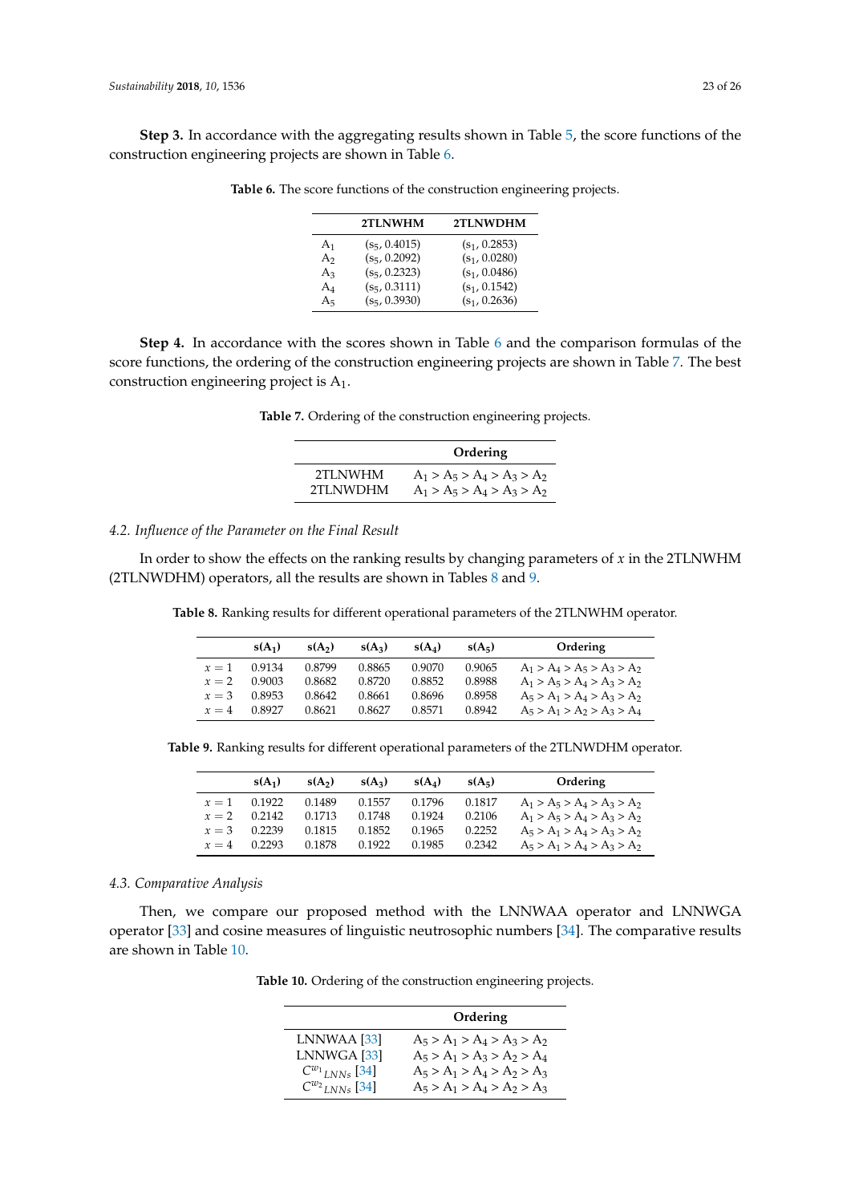**Step 3.** In accordance with the aggregating results shown in Table 5, the score functions of the construction engineering projects are shown in Table 6.

**Table 6.** The score functions of the construction engineering projects.

| | 2TLNWHM | 2TLNWDHM |
|---|---|---|
| $A_1$ | $(s_5, 0.4015)$ | $(s_1, 0.2853)$ |
| $A_2$ | $(s_5, 0.2092)$ | $(s_1, 0.0280)$ |
| $A_3$ | $(s_5, 0.2323)$ | $(s_1, 0.0486)$ |
| $A_4$ | $(s_5, 0.3111)$ | $(s_1, 0.1542)$ |
| $A_5$ | $(s_5, 0.3930)$ | $(s_1, 0.2636)$ |

**Step 4.** In accordance with the scores shown in Table 6 and the comparison formulas of the score functions, the ordering of the construction engineering projects are shown in Table 7. The best construction engineering project is $A_1$.

**Table 7.** Ordering of the construction engineering projects.

| | Ordering |
|---|---|
| 2TLNWHM | $A_1 > A_5 > A_4 > A_3 > A_2$ |
| 2TLNWDHM | $A_1 > A_5 > A_4 > A_3 > A_2$ |

### *4.2. Influence of the Parameter on the Final Result*

In order to show the effects on the ranking results by changing parameters of $x$ in the 2TLNWHM (2TLNWDHM) operators, all the results are shown in Tables 8 and 9.

**Table 8.** Ranking results for different operational parameters of the 2TLNWHM operator.

| | $s(A_1)$ | $s(A_2)$ | $s(A_3)$ | $s(A_4)$ | $s(A_5)$ | Ordering |
|---|---|---|---|---|---|---|
| $x = 1$ | 0.9134 | 0.8799 | 0.8865 | 0.9070 | 0.9065 | $A_1 > A_4 > A_5 > A_3 > A_2$ |
| $x = 2$ | 0.9003 | 0.8682 | 0.8720 | 0.8852 | 0.8988 | $A_1 > A_5 > A_4 > A_3 > A_2$ |
| $x = 3$ | 0.8953 | 0.8642 | 0.8661 | 0.8696 | 0.8958 | $A_5 > A_1 > A_4 > A_3 > A_2$ |
| $x = 4$ | 0.8927 | 0.8621 | 0.8627 | 0.8571 | 0.8942 | $A_5 > A_1 > A_2 > A_3 > A_4$ |

**Table 9.** Ranking results for different operational parameters of the 2TLNWDHM operator.

| | $s(A_1)$ | $s(A_2)$ | $s(A_3)$ | $s(A_4)$ | $s(A_5)$ | Ordering |
|---|---|---|---|---|---|---|
| $x = 1$ | 0.1922 | 0.1489 | 0.1557 | 0.1796 | 0.1817 | $A_1 > A_5 > A_4 > A_3 > A_2$ |
| $x = 2$ | 0.2142 | 0.1713 | 0.1748 | 0.1924 | 0.2106 | $A_1 > A_5 > A_4 > A_3 > A_2$ |
| $x = 3$ | 0.2239 | 0.1815 | 0.1852 | 0.1965 | 0.2252 | $A_5 > A_1 > A_4 > A_3 > A_2$ |
| $x = 4$ | 0.2293 | 0.1878 | 0.1922 | 0.1985 | 0.2342 | $A_5 > A_1 > A_4 > A_3 > A_2$ |

### *4.3. Comparative Analysis*

Then, we compare our proposed method with the LNNWAA operator and LNNWGA operator [33] and cosine measures of linguistic neutrosophic numbers [34]. The comparative results are shown in Table 10.

**Table 10.** Ordering of the construction engineering projects.

| | Ordering |
|---|---|
| LNNWAA [33] | $A_5 > A_1 > A_4 > A_3 > A_2$ |
| LNNWGA [33] | $A_5 > A_1 > A_3 > A_2 > A_4$ |
| ${C^{w_1}}_{LNNs}$ [34] | $A_5 > A_1 > A_4 > A_2 > A_3$ |
| ${C^{w_2}}_{LNNs}$ [34] | $A_5 > A_1 > A_4 > A_2 > A_3$ |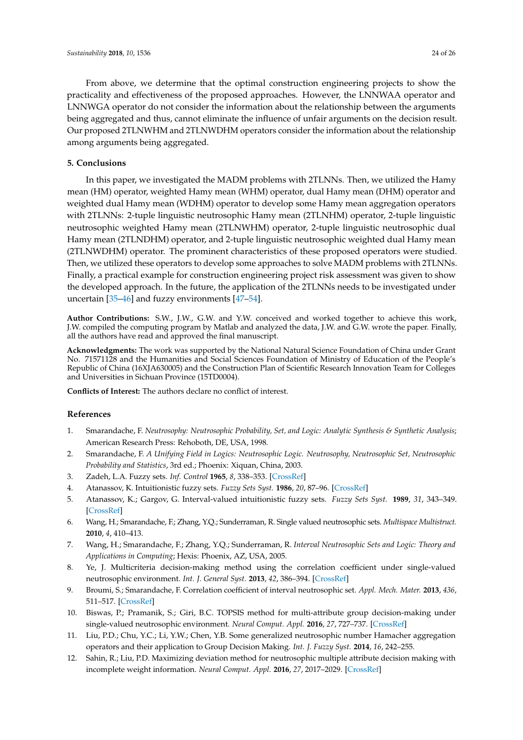From above, we determine that the optimal construction engineering projects to show the practicality and effectiveness of the proposed approaches. However, the LNNWAA operator and LNNWGA operator do not consider the information about the relationship between the arguments being aggregated and thus, cannot eliminate the influence of unfair arguments on the decision result. Our proposed 2TLNWHM and 2TLNWDHM operators consider the information about the relationship among arguments being aggregated.

## 5. Conclusions

In this paper, we investigated the MADM problems with 2TLNNs. Then, we utilized the Hamy mean (HM) operator, weighted Hamy mean (WHM) operator, dual Hamy mean (DHM) operator and weighted dual Hamy mean (WDHM) operator to develop some Hamy mean aggregation operators with 2TLNNs: 2-tuple linguistic neutrosophic Hamy mean (2TLNHM) operator, 2-tuple linguistic neutrosophic weighted Hamy mean (2TLNWHM) operator, 2-tuple linguistic neutrosophic dual Hamy mean (2TLNDHM) operator, and 2-tuple linguistic neutrosophic weighted dual Hamy mean (2TLNWDHM) operator. The prominent characteristics of these proposed operators were studied. Then, we utilized these operators to develop some approaches to solve MADM problems with 2TLNNs. Finally, a practical example for construction engineering project risk assessment was given to show the developed approach. In the future, the application of the 2TLNNs needs to be investigated under uncertain [35–46] and fuzzy environments [47–54].

**Author Contributions:** S.W., J.W., G.W. and Y.W. conceived and worked together to achieve this work, J.W. compiled the computing program by Matlab and analyzed the data, J.W. and G.W. wrote the paper. Finally, all the authors have read and approved the final manuscript.

**Acknowledgments:** The work was supported by the National Natural Science Foundation of China under Grant No. 71571128 and the Humanities and Social Sciences Foundation of Ministry of Education of the People's Republic of China (16XJA630005) and the Construction Plan of Scientific Research Innovation Team for Colleges and Universities in Sichuan Province (15TD0004).

**Conflicts of Interest:** The authors declare no conflict of interest.

## References

1. Smarandache, F. *Neutrosophy: Neutrosophic Probability, Set, and Logic: Analytic Synthesis & Synthetic Analysis*; American Research Press: Rehoboth, DE, USA, 1998.
2. Smarandache, F. *A Unifying Field in Logics: Neutrosophic Logic. Neutrosophy, Neutrosophic Set, Neutrosophic Probability and Statistics*, 3rd ed.; Phoenix: Xiquan, China, 2003.
3. Zadeh, L.A. Fuzzy sets. *Inf. Control* **1965**, *8*, 338–353. [CrossRef]
4. Atanassov, K. Intuitionistic fuzzy sets. *Fuzzy Sets Syst.* **1986**, *20*, 87–96. [CrossRef]
5. Atanassov, K.; Gargov, G. Interval-valued intuitionistic fuzzy sets. *Fuzzy Sets Syst.* **1989**, *31*, 343–349. [CrossRef]
6. Wang, H.; Smarandache, F.; Zhang, Y.Q.; Sunderraman, R. Single valued neutrosophic sets. *Multispace Multistruct.* **2010**, *4*, 410–413.
7. Wang, H.; Smarandache, F.; Zhang, Y.Q.; Sunderraman, R. *Interval Neutrosophic Sets and Logic: Theory and Applications in Computing*; Hexis: Phoenix, AZ, USA, 2005.
8. Ye, J. Multicriteria decision-making method using the correlation coefficient under single-valued neutrosophic environment. *Int. J. General Syst.* **2013**, *42*, 386–394. [CrossRef]
9. Broumi, S.; Smarandache, F. Correlation coefficient of interval neutrosophic set. *Appl. Mech. Mater.* **2013**, *436*, 511–517. [CrossRef]
10. Biswas, P.; Pramanik, S.; Giri, B.C. TOPSIS method for multi-attribute group decision-making under single-valued neutrosophic environment. *Neural Comput. Appl.* **2016**, *27*, 727–737. [CrossRef]
11. Liu, P.D.; Chu, Y.C.; Li, Y.W.; Chen, Y.B. Some generalized neutrosophic number Hamacher aggregation operators and their application to Group Decision Making. *Int. J. Fuzzy Syst.* **2014**, *16*, 242–255.
12. Sahin, R.; Liu, P.D. Maximizing deviation method for neutrosophic multiple attribute decision making with incomplete weight information. *Neural Comput. Appl.* **2016**, *27*, 2017–2029. [CrossRef]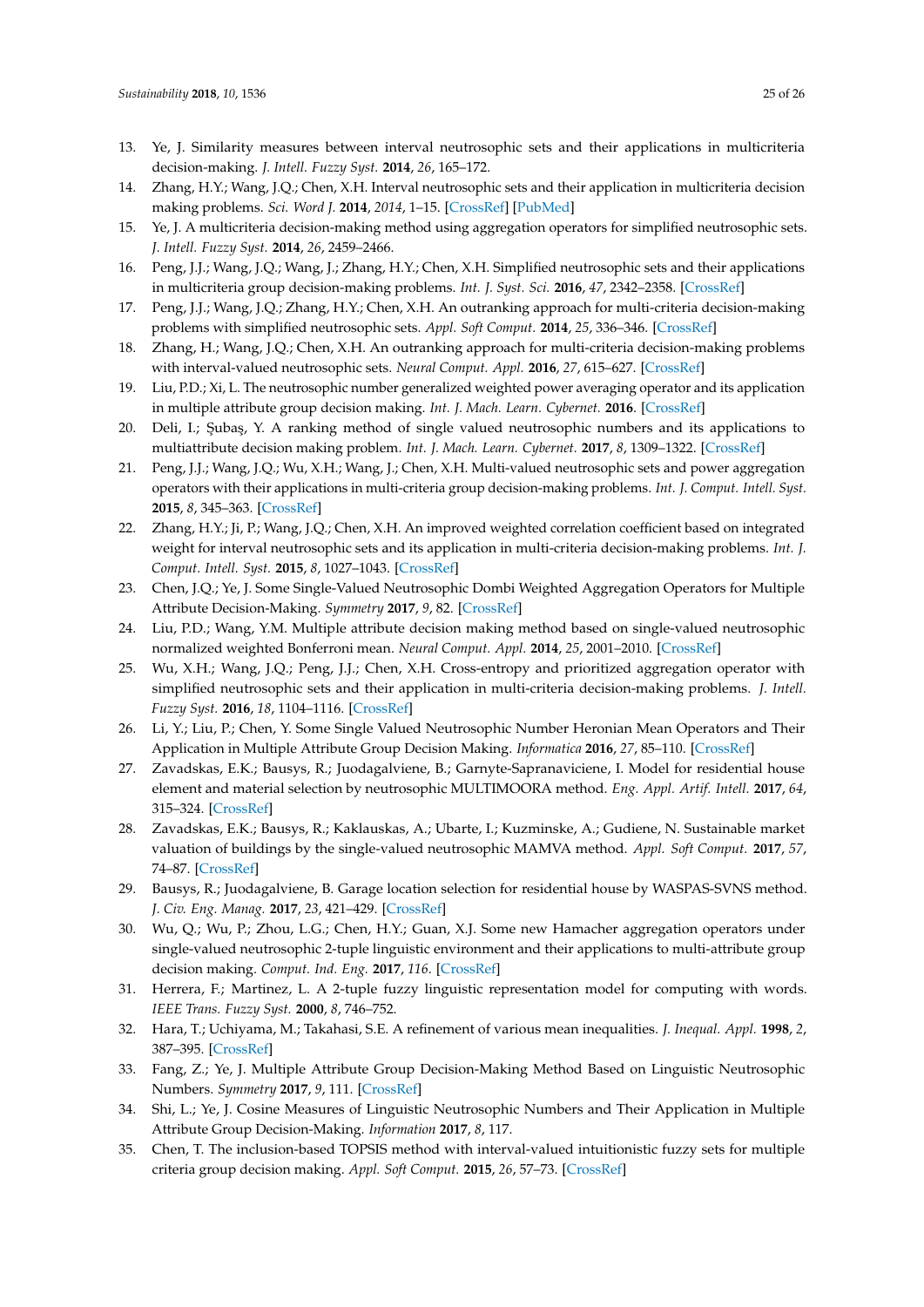13. Ye, J. Similarity measures between interval neutrosophic sets and their applications in multicriteria decision-making. *J. Intell. Fuzzy Syst.* **2014**, *26*, 165–172.
14. Zhang, H.Y.; Wang, J.Q.; Chen, X.H. Interval neutrosophic sets and their application in multicriteria decision making problems. *Sci. Word J.* **2014**, *2014*, 1–15. [CrossRef] [PubMed]
15. Ye, J. A multicriteria decision-making method using aggregation operators for simplified neutrosophic sets. *J. Intell. Fuzzy Syst.* **2014**, *26*, 2459–2466.
16. Peng, J.J.; Wang, J.Q.; Wang, J.; Zhang, H.Y.; Chen, X.H. Simplified neutrosophic sets and their applications in multicriteria group decision-making problems. *Int. J. Syst. Sci.* **2016**, *47*, 2342–2358. [CrossRef]
17. Peng, J.J.; Wang, J.Q.; Zhang, H.Y.; Chen, X.H. An outranking approach for multi-criteria decision-making problems with simplified neutrosophic sets. *Appl. Soft Comput.* **2014**, *25*, 336–346. [CrossRef]
18. Zhang, H.; Wang, J.Q.; Chen, X.H. An outranking approach for multi-criteria decision-making problems with interval-valued neutrosophic sets. *Neural Comput. Appl.* **2016**, *27*, 615–627. [CrossRef]
19. Liu, P.D.; Xi, L. The neutrosophic number generalized weighted power averaging operator and its application in multiple attribute group decision making. *Int. J. Mach. Learn. Cybernet.* **2016**. [CrossRef]
20. Deli, I.; Şubaş, Y. A ranking method of single valued neutrosophic numbers and its applications to multiattribute decision making problem. *Int. J. Mach. Learn. Cybernet.* **2017**, *8*, 1309–1322. [CrossRef]
21. Peng, J.J.; Wang, J.Q.; Wu, X.H.; Wang, J.; Chen, X.H. Multi-valued neutrosophic sets and power aggregation operators with their applications in multi-criteria group decision-making problems. *Int. J. Comput. Intell. Syst.* **2015**, *8*, 345–363. [CrossRef]
22. Zhang, H.Y.; Ji, P.; Wang, J.Q.; Chen, X.H. An improved weighted correlation coefficient based on integrated weight for interval neutrosophic sets and its application in multi-criteria decision-making problems. *Int. J. Comput. Intell. Syst.* **2015**, *8*, 1027–1043. [CrossRef]
23. Chen, J.Q.; Ye, J. Some Single-Valued Neutrosophic Dombi Weighted Aggregation Operators for Multiple Attribute Decision-Making. *Symmetry* **2017**, *9*, 82. [CrossRef]
24. Liu, P.D.; Wang, Y.M. Multiple attribute decision making method based on single-valued neutrosophic normalized weighted Bonferroni mean. *Neural Comput. Appl.* **2014**, *25*, 2001–2010. [CrossRef]
25. Wu, X.H.; Wang, J.Q.; Peng, J.J.; Chen, X.H. Cross-entropy and prioritized aggregation operator with simplified neutrosophic sets and their application in multi-criteria decision-making problems. *J. Intell. Fuzzy Syst.* **2016**, *18*, 1104–1116. [CrossRef]
26. Li, Y.; Liu, P.; Chen, Y. Some Single Valued Neutrosophic Number Heronian Mean Operators and Their Application in Multiple Attribute Group Decision Making. *Informatica* **2016**, *27*, 85–110. [CrossRef]
27. Zavadskas, E.K.; Bausys, R.; Juodagalviene, B.; Garnyte-Sapranaviciene, I. Model for residential house element and material selection by neutrosophic MULTIMOORA method. *Eng. Appl. Artif. Intell.* **2017**, *64*, 315–324. [CrossRef]
28. Zavadskas, E.K.; Bausys, R.; Kaklauskas, A.; Ubarte, I.; Kuzminske, A.; Gudiene, N. Sustainable market valuation of buildings by the single-valued neutrosophic MAMVA method. *Appl. Soft Comput.* **2017**, *57*, 74–87. [CrossRef]
29. Bausys, R.; Juodagalviene, B. Garage location selection for residential house by WASPAS-SVNS method. *J. Civ. Eng. Manag.* **2017**, *23*, 421–429. [CrossRef]
30. Wu, Q.; Wu, P.; Zhou, L.G.; Chen, H.Y.; Guan, X.J. Some new Hamacher aggregation operators under single-valued neutrosophic 2-tuple linguistic environment and their applications to multi-attribute group decision making. *Comput. Ind. Eng.* **2017**, *116*. [CrossRef]
31. Herrera, F.; Martinez, L. A 2-tuple fuzzy linguistic representation model for computing with words. *IEEE Trans. Fuzzy Syst.* **2000**, *8*, 746–752.
32. Hara, T.; Uchiyama, M.; Takahasi, S.E. A refinement of various mean inequalities. *J. Inequal. Appl.* **1998**, *2*, 387–395. [CrossRef]
33. Fang, Z.; Ye, J. Multiple Attribute Group Decision-Making Method Based on Linguistic Neutrosophic Numbers. *Symmetry* **2017**, *9*, 111. [CrossRef]
34. Shi, L.; Ye, J. Cosine Measures of Linguistic Neutrosophic Numbers and Their Application in Multiple Attribute Group Decision-Making. *Information* **2017**, *8*, 117.
35. Chen, T. The inclusion-based TOPSIS method with interval-valued intuitionistic fuzzy sets for multiple criteria group decision making. *Appl. Soft Comput.* **2015**, *26*, 57–73. [CrossRef]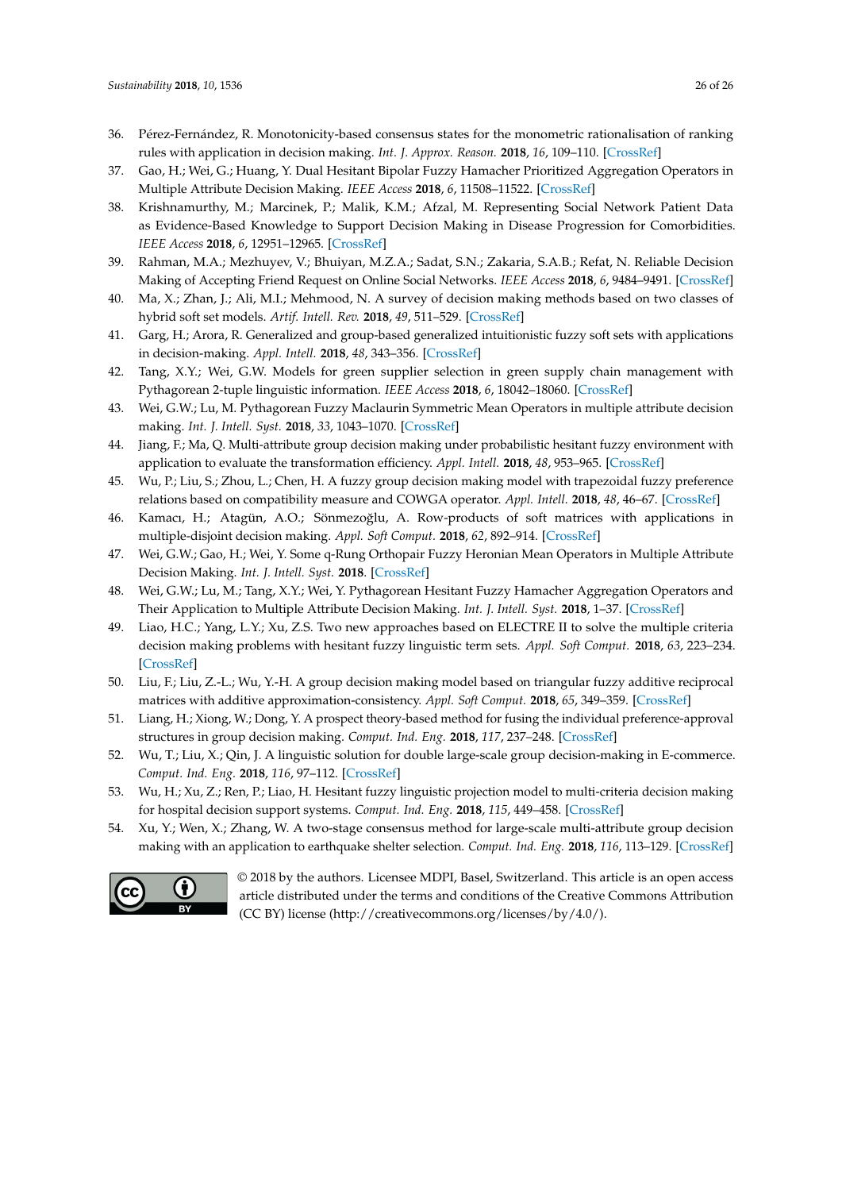36. Pérez-Fernández, R. Monotonicity-based consensus states for the monometric rationalisation of ranking rules with application in decision making. *Int. J. Approx. Reason.* **2018**, *16*, 109–110. [CrossRef]
37. Gao, H.; Wei, G.; Huang, Y. Dual Hesitant Bipolar Fuzzy Hamacher Prioritized Aggregation Operators in Multiple Attribute Decision Making. *IEEE Access* **2018**, *6*, 11508–11522. [CrossRef]
38. Krishnamurthy, M.; Marcinek, P.; Malik, K.M.; Afzal, M. Representing Social Network Patient Data as Evidence-Based Knowledge to Support Decision Making in Disease Progression for Comorbidities. *IEEE Access* **2018**, *6*, 12951–12965. [CrossRef]
39. Rahman, M.A.; Mezhuyev, V.; Bhuiyan, M.Z.A.; Sadat, S.N.; Zakaria, S.A.B.; Refat, N. Reliable Decision Making of Accepting Friend Request on Online Social Networks. *IEEE Access* **2018**, *6*, 9484–9491. [CrossRef]
40. Ma, X.; Zhan, J.; Ali, M.I.; Mehmood, N. A survey of decision making methods based on two classes of hybrid soft set models. *Artif. Intell. Rev.* **2018**, *49*, 511–529. [CrossRef]
41. Garg, H.; Arora, R. Generalized and group-based generalized intuitionistic fuzzy soft sets with applications in decision-making. *Appl. Intell.* **2018**, *48*, 343–356. [CrossRef]
42. Tang, X.Y.; Wei, G.W. Models for green supplier selection in green supply chain management with Pythagorean 2-tuple linguistic information. *IEEE Access* **2018**, *6*, 18042–18060. [CrossRef]
43. Wei, G.W.; Lu, M. Pythagorean Fuzzy Maclaurin Symmetric Mean Operators in multiple attribute decision making. *Int. J. Intell. Syst.* **2018**, *33*, 1043–1070. [CrossRef]
44. Jiang, F.; Ma, Q. Multi-attribute group decision making under probabilistic hesitant fuzzy environment with application to evaluate the transformation efficiency. *Appl. Intell.* **2018**, *48*, 953–965. [CrossRef]
45. Wu, P.; Liu, S.; Zhou, L.; Chen, H. A fuzzy group decision making model with trapezoidal fuzzy preference relations based on compatibility measure and COWGA operator. *Appl. Intell.* **2018**, *48*, 46–67. [CrossRef]
46. Kamacı, H.; Atagün, A.O.; Sönmezoğlu, A. Row-products of soft matrices with applications in multiple-disjoint decision making. *Appl. Soft Comput.* **2018**, *62*, 892–914. [CrossRef]
47. Wei, G.W.; Gao, H.; Wei, Y. Some q-Rung Orthopair Fuzzy Heronian Mean Operators in Multiple Attribute Decision Making. *Int. J. Intell. Syst.* **2018**. [CrossRef]
48. Wei, G.W.; Lu, M.; Tang, X.Y.; Wei, Y. Pythagorean Hesitant Fuzzy Hamacher Aggregation Operators and Their Application to Multiple Attribute Decision Making. *Int. J. Intell. Syst.* **2018**, 1–37. [CrossRef]
49. Liao, H.C.; Yang, L.Y.; Xu, Z.S. Two new approaches based on ELECTRE II to solve the multiple criteria decision making problems with hesitant fuzzy linguistic term sets. *Appl. Soft Comput.* **2018**, *63*, 223–234. [CrossRef]
50. Liu, F.; Liu, Z.-L.; Wu, Y.-H. A group decision making model based on triangular fuzzy additive reciprocal matrices with additive approximation-consistency. *Appl. Soft Comput.* **2018**, *65*, 349–359. [CrossRef]
51. Liang, H.; Xiong, W.; Dong, Y. A prospect theory-based method for fusing the individual preference-approval structures in group decision making. *Comput. Ind. Eng.* **2018**, *117*, 237–248. [CrossRef]
52. Wu, T.; Liu, X.; Qin, J. A linguistic solution for double large-scale group decision-making in E-commerce. *Comput. Ind. Eng.* **2018**, *116*, 97–112. [CrossRef]
53. Wu, H.; Xu, Z.; Ren, P.; Liao, H. Hesitant fuzzy linguistic projection model to multi-criteria decision making for hospital decision support systems. *Comput. Ind. Eng.* **2018**, *115*, 449–458. [CrossRef]
54. Xu, Y.; Wen, X.; Zhang, W. A two-stage consensus method for large-scale multi-attribute group decision making with an application to earthquake shelter selection. *Comput. Ind. Eng.* **2018**, *116*, 113–129. [CrossRef]

© 2018 by the authors. Licensee MDPI, Basel, Switzerland. This article is an open access article distributed under the terms and conditions of the Creative Commons Attribution (CC BY) license (http://creativecommons.org/licenses/by/4.0/).